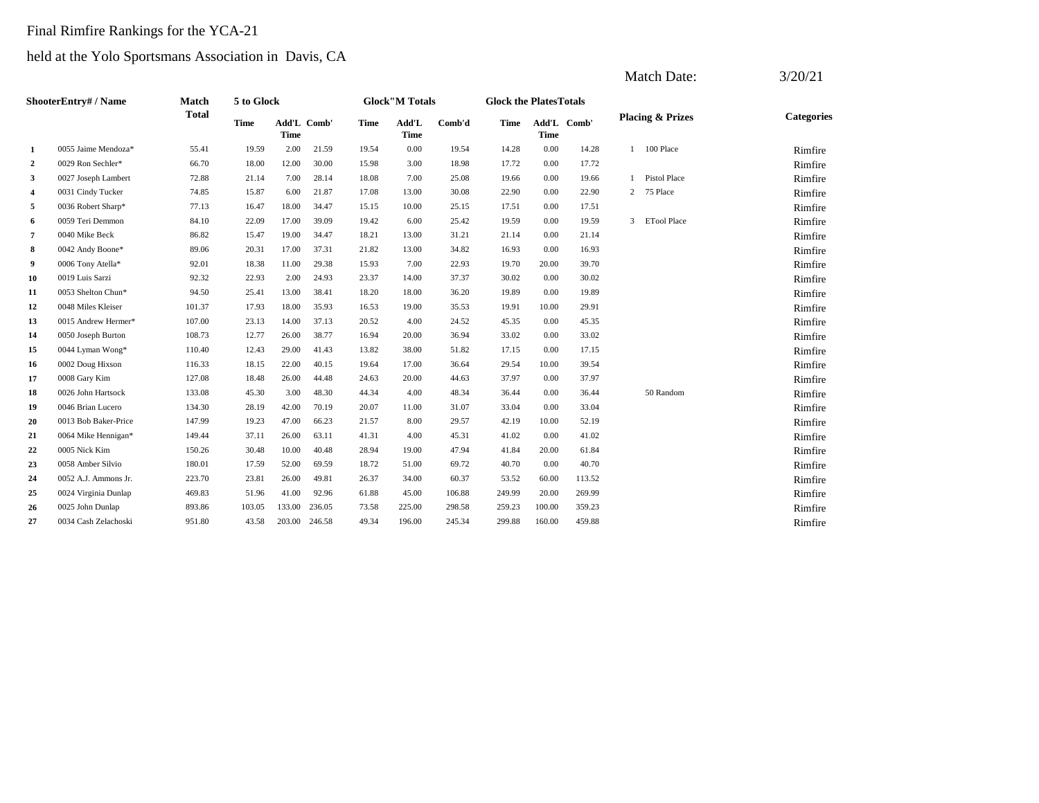Final Rimfire Rankings for the YCA-21

held at the Yolo Sportsmans Association in Davis, CA

Match Date: 3/20/21

| | ShooterEntry# / Name | Match Total | 5 to Glock | | | Glock"M Totals | | | Glock the Plates Totals | | | Placing & Prizes | | Categories |
|---|---|---|---|---|---|---|---|---|---|---|---|---|---|---|
| | | | Time | Add'L Time | Comb' | Time | Add'L Time | Comb'd | Time | Add'L Time | Comb' | | | |
| 1 | 0055 Jaime Mendoza* | 55.41 | 19.59 | 2.00 | 21.59 | 19.54 | 0.00 | 19.54 | 14.28 | 0.00 | 14.28 | 1 | 100 Place | Rimfire |
| 2 | 0029 Ron Sechler* | 66.70 | 18.00 | 12.00 | 30.00 | 15.98 | 3.00 | 18.98 | 17.72 | 0.00 | 17.72 | | | Rimfire |
| 3 | 0027 Joseph Lambert | 72.88 | 21.14 | 7.00 | 28.14 | 18.08 | 7.00 | 25.08 | 19.66 | 0.00 | 19.66 | 1 | Pistol Place | Rimfire |
| 4 | 0031 Cindy Tucker | 74.85 | 15.87 | 6.00 | 21.87 | 17.08 | 13.00 | 30.08 | 22.90 | 0.00 | 22.90 | 2 | 75 Place | Rimfire |
| 5 | 0036 Robert Sharp* | 77.13 | 16.47 | 18.00 | 34.47 | 15.15 | 10.00 | 25.15 | 17.51 | 0.00 | 17.51 | | | Rimfire |
| 6 | 0059 Teri Demmon | 84.10 | 22.09 | 17.00 | 39.09 | 19.42 | 6.00 | 25.42 | 19.59 | 0.00 | 19.59 | 3 | ETool Place | Rimfire |
| 7 | 0040 Mike Beck | 86.82 | 15.47 | 19.00 | 34.47 | 18.21 | 13.00 | 31.21 | 21.14 | 0.00 | 21.14 | | | Rimfire |
| 8 | 0042 Andy Boone* | 89.06 | 20.31 | 17.00 | 37.31 | 21.82 | 13.00 | 34.82 | 16.93 | 0.00 | 16.93 | | | Rimfire |
| 9 | 0006 Tony Atella* | 92.01 | 18.38 | 11.00 | 29.38 | 15.93 | 7.00 | 22.93 | 19.70 | 20.00 | 39.70 | | | Rimfire |
| 10 | 0019 Luis Sarzi | 92.32 | 22.93 | 2.00 | 24.93 | 23.37 | 14.00 | 37.37 | 30.02 | 0.00 | 30.02 | | | Rimfire |
| 11 | 0053 Shelton Chun* | 94.50 | 25.41 | 13.00 | 38.41 | 18.20 | 18.00 | 36.20 | 19.89 | 0.00 | 19.89 | | | Rimfire |
| 12 | 0048 Miles Kleiser | 101.37 | 17.93 | 18.00 | 35.93 | 16.53 | 19.00 | 35.53 | 19.91 | 10.00 | 29.91 | | | Rimfire |
| 13 | 0015 Andrew Hermer* | 107.00 | 23.13 | 14.00 | 37.13 | 20.52 | 4.00 | 24.52 | 45.35 | 0.00 | 45.35 | | | Rimfire |
| 14 | 0050 Joseph Burton | 108.73 | 12.77 | 26.00 | 38.77 | 16.94 | 20.00 | 36.94 | 33.02 | 0.00 | 33.02 | | | Rimfire |
| 15 | 0044 Lyman Wong* | 110.40 | 12.43 | 29.00 | 41.43 | 13.82 | 38.00 | 51.82 | 17.15 | 0.00 | 17.15 | | | Rimfire |
| 16 | 0002 Doug Hixson | 116.33 | 18.15 | 22.00 | 40.15 | 19.64 | 17.00 | 36.64 | 29.54 | 10.00 | 39.54 | | | Rimfire |
| 17 | 0008 Gary Kim | 127.08 | 18.48 | 26.00 | 44.48 | 24.63 | 20.00 | 44.63 | 37.97 | 0.00 | 37.97 | | | Rimfire |
| 18 | 0026 John Hartsock | 133.08 | 45.30 | 3.00 | 48.30 | 44.34 | 4.00 | 48.34 | 36.44 | 0.00 | 36.44 | | 50 Random | Rimfire |
| 19 | 0046 Brian Lucero | 134.30 | 28.19 | 42.00 | 70.19 | 20.07 | 11.00 | 31.07 | 33.04 | 0.00 | 33.04 | | | Rimfire |
| 20 | 0013 Bob Baker-Price | 147.99 | 19.23 | 47.00 | 66.23 | 21.57 | 8.00 | 29.57 | 42.19 | 10.00 | 52.19 | | | Rimfire |
| 21 | 0064 Mike Hennigan* | 149.44 | 37.11 | 26.00 | 63.11 | 41.31 | 4.00 | 45.31 | 41.02 | 0.00 | 41.02 | | | Rimfire |
| 22 | 0005 Nick Kim | 150.26 | 30.48 | 10.00 | 40.48 | 28.94 | 19.00 | 47.94 | 41.84 | 20.00 | 61.84 | | | Rimfire |
| 23 | 0058 Amber Silvio | 180.01 | 17.59 | 52.00 | 69.59 | 18.72 | 51.00 | 69.72 | 40.70 | 0.00 | 40.70 | | | Rimfire |
| 24 | 0052 A.J. Ammons Jr. | 223.70 | 23.81 | 26.00 | 49.81 | 26.37 | 34.00 | 60.37 | 53.52 | 60.00 | 113.52 | | | Rimfire |
| 25 | 0024 Virginia Dunlap | 469.83 | 51.96 | 41.00 | 92.96 | 61.88 | 45.00 | 106.88 | 249.99 | 20.00 | 269.99 | | | Rimfire |
| 26 | 0025 John Dunlap | 893.86 | 103.05 | 133.00 | 236.05 | 73.58 | 225.00 | 298.58 | 259.23 | 100.00 | 359.23 | | | Rimfire |
| 27 | 0034 Cash Zelachoski | 951.80 | 43.58 | 203.00 | 246.58 | 49.34 | 196.00 | 245.34 | 299.88 | 160.00 | 459.88 | | | Rimfire |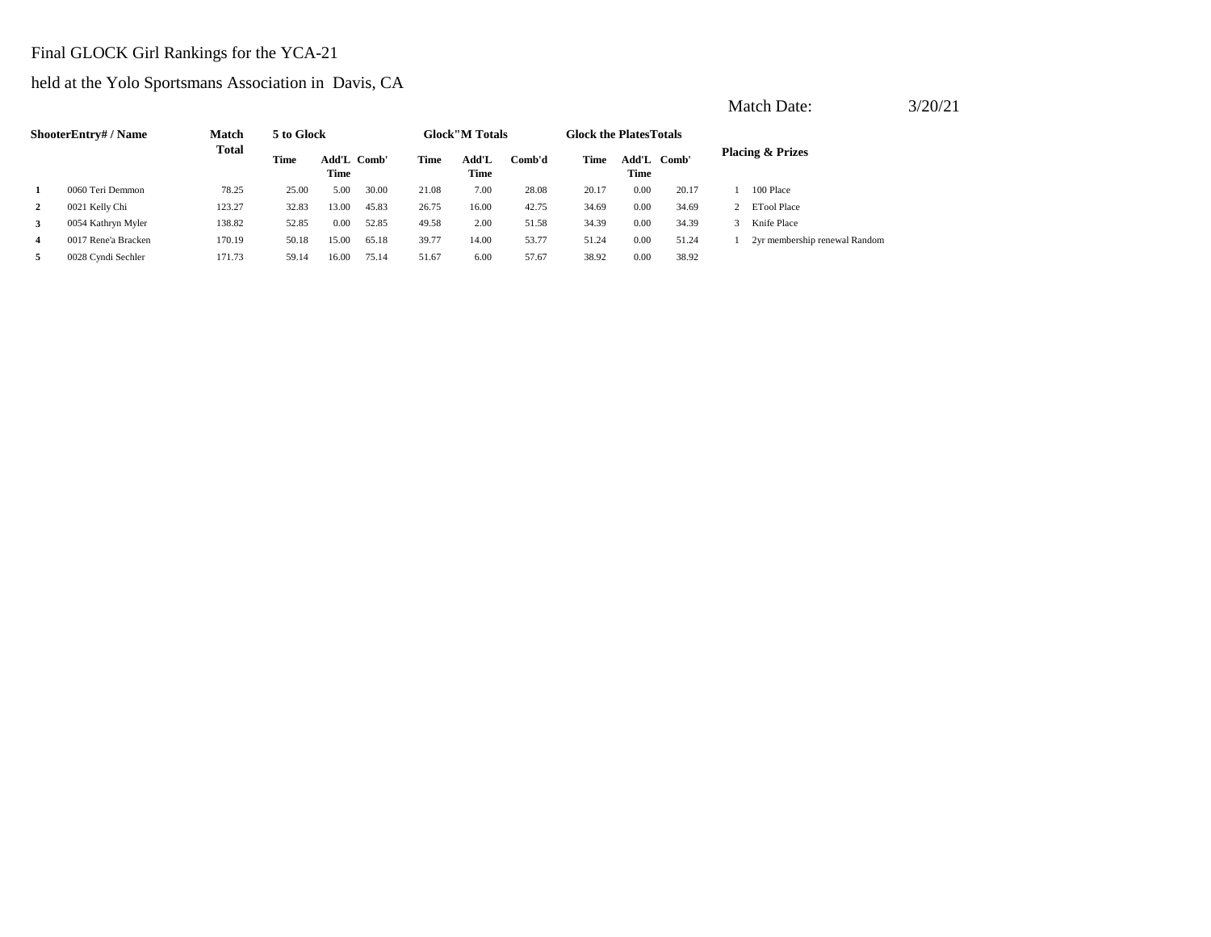Final GLOCK Girl Rankings for the YCA-21

held at the Yolo Sportsmans Association in Davis, CA

Match Date: 3/20/21

| Shooter | Entry# / Name | Match Total | 5 to Glock | | | Glock"M Totals | | | Glock the Plates Totals | | | Placing & Prizes | |
|---|---|---|---|---|---|---|---|---|---|---|---|---|---|
| | | | Time | Add'L Time | Comb' | Time | Add'L Time | Comb'd | Time | Add'L Time | Comb' | | |
| 1 | 0060 Teri Demmon | 78.25 | 25.00 | 5.00 | 30.00 | 21.08 | 7.00 | 28.08 | 20.17 | 0.00 | 20.17 | 1 | 100 Place |
| 2 | 0021 Kelly Chi | 123.27 | 32.83 | 13.00 | 45.83 | 26.75 | 16.00 | 42.75 | 34.69 | 0.00 | 34.69 | 2 | ETool Place |
| 3 | 0054 Kathryn Myler | 138.82 | 52.85 | 0.00 | 52.85 | 49.58 | 2.00 | 51.58 | 34.39 | 0.00 | 34.39 | 3 | Knife Place |
| 4 | 0017 Rene'a Bracken | 170.19 | 50.18 | 15.00 | 65.18 | 39.77 | 14.00 | 53.77 | 51.24 | 0.00 | 51.24 | 1 | 2yr membership renewal Random |
| 5 | 0028 Cyndi Sechler | 171.73 | 59.14 | 16.00 | 75.14 | 51.67 | 6.00 | 57.67 | 38.92 | 0.00 | 38.92 | | |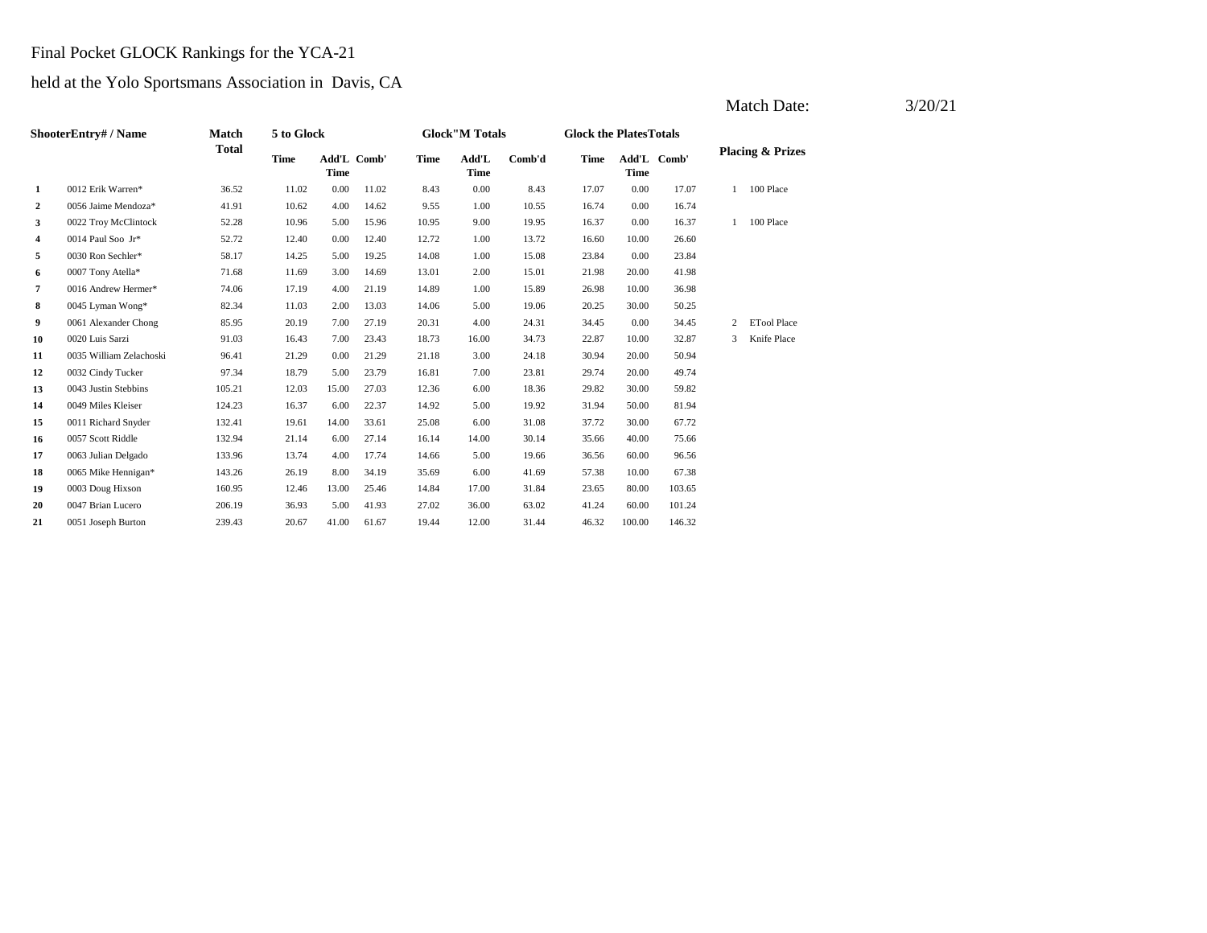Final Pocket GLOCK Rankings for the YCA-21

held at the Yolo Sportsmans Association in Davis, CA

Match Date: 3/20/21

| Shooter | Entry# / Name | Match Total | 5 to Glock | | | Glock"M Totals | | | Glock the Plates Totals | | | Placing & Prizes | |
|---|---|---|---|---|---|---|---|---|---|---|---|---|---|
| | | | Time | Add'L Time | Comb' | Time | Add'L Time | Comb'd | Time | Add'L Time | Comb' | | |
| 1 | 0012 Erik Warren* | 36.52 | 11.02 | 0.00 | 11.02 | 8.43 | 0.00 | 8.43 | 17.07 | 0.00 | 17.07 | 1 | 100 Place |
| 2 | 0056 Jaime Mendoza* | 41.91 | 10.62 | 4.00 | 14.62 | 9.55 | 1.00 | 10.55 | 16.74 | 0.00 | 16.74 | | |
| 3 | 0022 Troy McClintock | 52.28 | 10.96 | 5.00 | 15.96 | 10.95 | 9.00 | 19.95 | 16.37 | 0.00 | 16.37 | 1 | 100 Place |
| 4 | 0014 Paul Soo Jr* | 52.72 | 12.40 | 0.00 | 12.40 | 12.72 | 1.00 | 13.72 | 16.60 | 10.00 | 26.60 | | |
| 5 | 0030 Ron Sechler* | 58.17 | 14.25 | 5.00 | 19.25 | 14.08 | 1.00 | 15.08 | 23.84 | 0.00 | 23.84 | | |
| 6 | 0007 Tony Atella* | 71.68 | 11.69 | 3.00 | 14.69 | 13.01 | 2.00 | 15.01 | 21.98 | 20.00 | 41.98 | | |
| 7 | 0016 Andrew Hermer* | 74.06 | 17.19 | 4.00 | 21.19 | 14.89 | 1.00 | 15.89 | 26.98 | 10.00 | 36.98 | | |
| 8 | 0045 Lyman Wong* | 82.34 | 11.03 | 2.00 | 13.03 | 14.06 | 5.00 | 19.06 | 20.25 | 30.00 | 50.25 | | |
| 9 | 0061 Alexander Chong | 85.95 | 20.19 | 7.00 | 27.19 | 20.31 | 4.00 | 24.31 | 34.45 | 0.00 | 34.45 | 2 | ETool Place |
| 10 | 0020 Luis Sarzi | 91.03 | 16.43 | 7.00 | 23.43 | 18.73 | 16.00 | 34.73 | 22.87 | 10.00 | 32.87 | 3 | Knife Place |
| 11 | 0035 William Zelachoski | 96.41 | 21.29 | 0.00 | 21.29 | 21.18 | 3.00 | 24.18 | 30.94 | 20.00 | 50.94 | | |
| 12 | 0032 Cindy Tucker | 97.34 | 18.79 | 5.00 | 23.79 | 16.81 | 7.00 | 23.81 | 29.74 | 20.00 | 49.74 | | |
| 13 | 0043 Justin Stebbins | 105.21 | 12.03 | 15.00 | 27.03 | 12.36 | 6.00 | 18.36 | 29.82 | 30.00 | 59.82 | | |
| 14 | 0049 Miles Kleiser | 124.23 | 16.37 | 6.00 | 22.37 | 14.92 | 5.00 | 19.92 | 31.94 | 50.00 | 81.94 | | |
| 15 | 0011 Richard Snyder | 132.41 | 19.61 | 14.00 | 33.61 | 25.08 | 6.00 | 31.08 | 37.72 | 30.00 | 67.72 | | |
| 16 | 0057 Scott Riddle | 132.94 | 21.14 | 6.00 | 27.14 | 16.14 | 14.00 | 30.14 | 35.66 | 40.00 | 75.66 | | |
| 17 | 0063 Julian Delgado | 133.96 | 13.74 | 4.00 | 17.74 | 14.66 | 5.00 | 19.66 | 36.56 | 60.00 | 96.56 | | |
| 18 | 0065 Mike Hennigan* | 143.26 | 26.19 | 8.00 | 34.19 | 35.69 | 6.00 | 41.69 | 57.38 | 10.00 | 67.38 | | |
| 19 | 0003 Doug Hixson | 160.95 | 12.46 | 13.00 | 25.46 | 14.84 | 17.00 | 31.84 | 23.65 | 80.00 | 103.65 | | |
| 20 | 0047 Brian Lucero | 206.19 | 36.93 | 5.00 | 41.93 | 27.02 | 36.00 | 63.02 | 41.24 | 60.00 | 101.24 | | |
| 21 | 0051 Joseph Burton | 239.43 | 20.67 | 41.00 | 61.67 | 19.44 | 12.00 | 31.44 | 46.32 | 100.00 | 146.32 | | |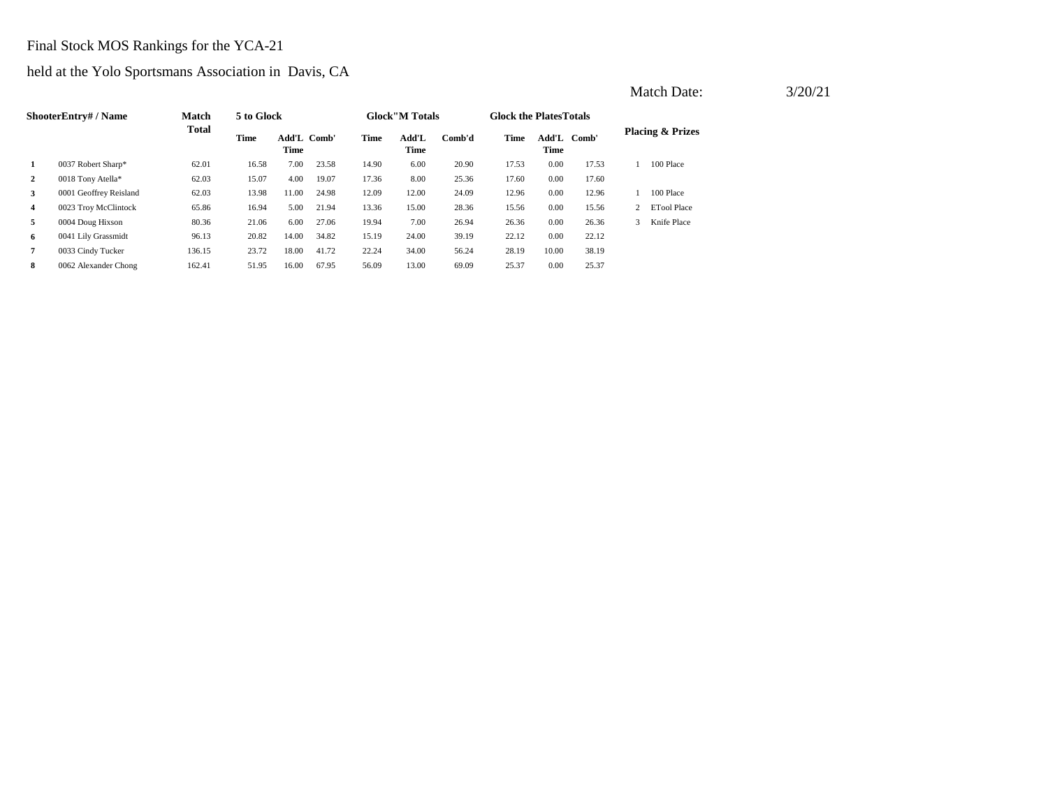Final Stock MOS Rankings for the YCA-21

held at the Yolo Sportsmans Association in Davis, CA

Match Date: 3/20/21

| Shooter | Entry# / Name | Match Total | 5 to Glock | | | Glock"M Totals | | | Glock the Plates Totals | | | Placing & Prizes | |
|---|---|---|---|---|---|---|---|---|---|---|---|---|---|
| | | | Time | Add'L Time | Comb' | Time | Add'L Time | Comb'd | Time | Add'L Time | Comb' | | |
| 1 | 0037 Robert Sharp* | 62.01 | 16.58 | 7.00 | 23.58 | 14.90 | 6.00 | 20.90 | 17.53 | 0.00 | 17.53 | 1 | 100 Place |
| 2 | 0018 Tony Atella* | 62.03 | 15.07 | 4.00 | 19.07 | 17.36 | 8.00 | 25.36 | 17.60 | 0.00 | 17.60 | | |
| 3 | 0001 Geoffrey Reisland | 62.03 | 13.98 | 11.00 | 24.98 | 12.09 | 12.00 | 24.09 | 12.96 | 0.00 | 12.96 | 1 | 100 Place |
| 4 | 0023 Troy McClintock | 65.86 | 16.94 | 5.00 | 21.94 | 13.36 | 15.00 | 28.36 | 15.56 | 0.00 | 15.56 | 2 | ETool Place |
| 5 | 0004 Doug Hixson | 80.36 | 21.06 | 6.00 | 27.06 | 19.94 | 7.00 | 26.94 | 26.36 | 0.00 | 26.36 | 3 | Knife Place |
| 6 | 0041 Lily Grassmidt | 96.13 | 20.82 | 14.00 | 34.82 | 15.19 | 24.00 | 39.19 | 22.12 | 0.00 | 22.12 | | |
| 7 | 0033 Cindy Tucker | 136.15 | 23.72 | 18.00 | 41.72 | 22.24 | 34.00 | 56.24 | 28.19 | 10.00 | 38.19 | | |
| 8 | 0062 Alexander Chong | 162.41 | 51.95 | 16.00 | 67.95 | 56.09 | 13.00 | 69.09 | 25.37 | 0.00 | 25.37 | | |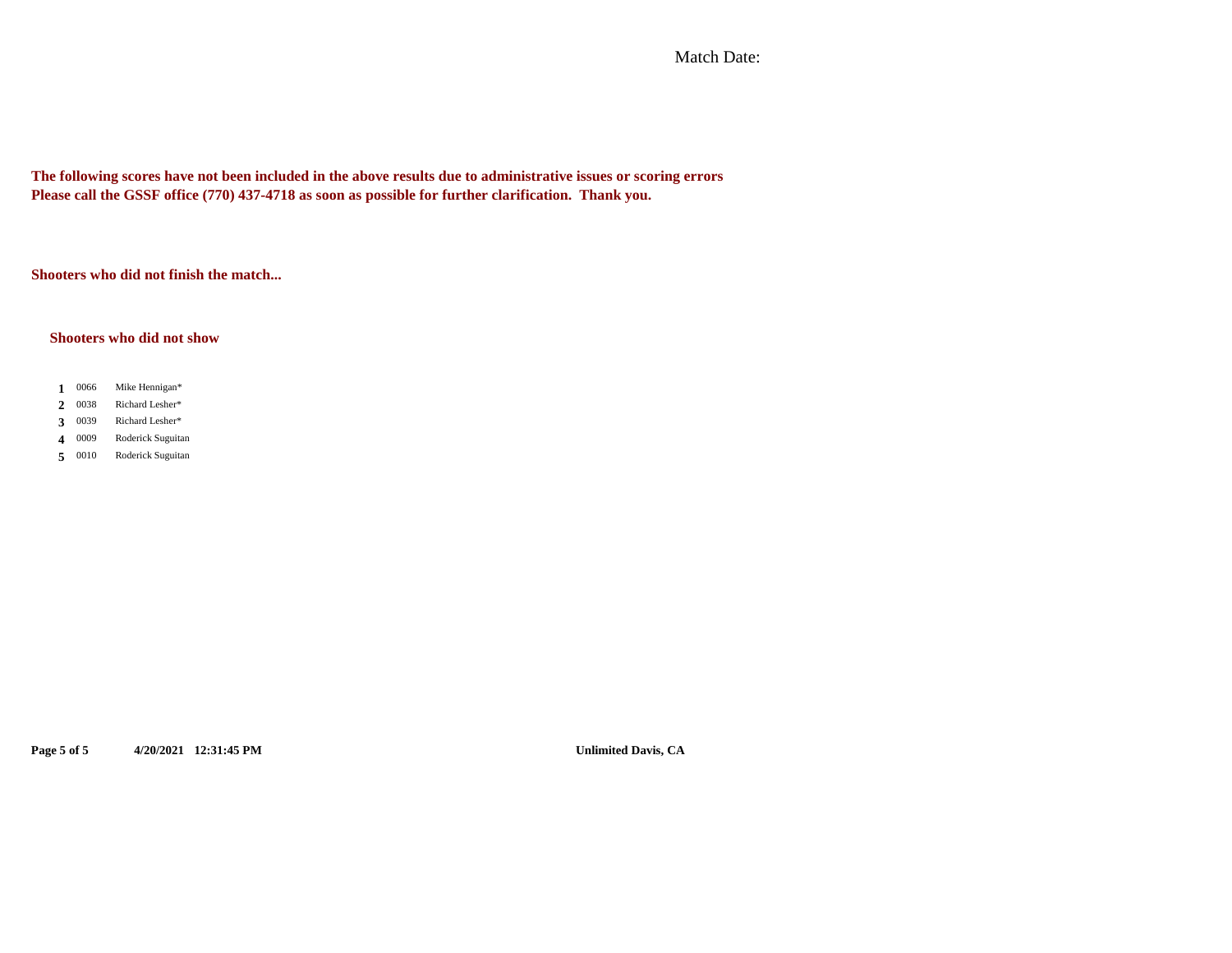Match Date:

**The following scores have not been included in the above results due to administrative issues or scoring errors**
**Please call the GSSF office (770) 437-4718 as soon as possible for further clarification. Thank you.**

**Shooters who did not finish the match...**

**Shooters who did not show**

| | | |
|---|---|---|
| **1** | 0066 | Mike Hennigan* |
| **2** | 0038 | Richard Lesher* |
| **3** | 0039 | Richard Lesher* |
| **4** | 0009 | Roderick Suguitan |
| **5** | 0010 | Roderick Suguitan |

**4/20/2021 12:31:45 PM** **Unlimited Davis, CA**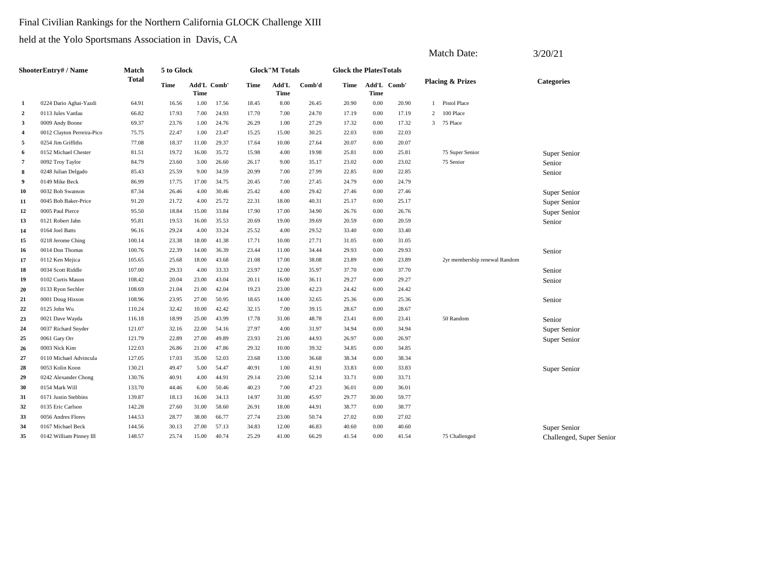Final Civilian Rankings for the Northern California GLOCK Challenge XIII

held at the Yolo Sportsmans Association in Davis, CA

Match Date: 3/20/21

| | ShooterEntry# / Name | Match Total | 5 to Glock | | | Glock"M Totals | | | Glock the PlatesTotals | | | Placing & Prizes | | Categories |
|---|---|---|---|---|---|---|---|---|---|---|---|---|---|---|
| | | | Time | Add'L Time | Comb' | Time | Add'L Time | Comb'd | Time | Add'L Time | Comb' | | | |
| 1 | 0224 Dario Aghai-Yazdi | 64.91 | 16.56 | 1.00 | 17.56 | 18.45 | 8.00 | 26.45 | 20.90 | 0.00 | 20.90 | 1 | Pistol Place | |
| 2 | 0113 Jules Vanfau | 66.82 | 17.93 | 7.00 | 24.93 | 17.70 | 7.00 | 24.70 | 17.19 | 0.00 | 17.19 | 2 | 100 Place | |
| 3 | 0009 Andy Boone | 69.37 | 23.76 | 1.00 | 24.76 | 26.29 | 1.00 | 27.29 | 17.32 | 0.00 | 17.32 | 3 | 75 Place | |
| 4 | 0012 Clayton Perreira-Pico | 75.75 | 22.47 | 1.00 | 23.47 | 15.25 | 15.00 | 30.25 | 22.03 | 0.00 | 22.03 | | | |
| 5 | 0254 Jim Griffiths | 77.08 | 18.37 | 11.00 | 29.37 | 17.64 | 10.00 | 27.64 | 20.07 | 0.00 | 20.07 | | | |
| 6 | 0152 Michael Chester | 81.51 | 19.72 | 16.00 | 35.72 | 15.98 | 4.00 | 19.98 | 25.81 | 0.00 | 25.81 | | 75 Super Senior | Super Senior |
| 7 | 0092 Troy Taylor | 84.79 | 23.60 | 3.00 | 26.60 | 26.17 | 9.00 | 35.17 | 23.02 | 0.00 | 23.02 | | 75 Senior | Senior |
| 8 | 0248 Julian Delgado | 85.43 | 25.59 | 9.00 | 34.59 | 20.99 | 7.00 | 27.99 | 22.85 | 0.00 | 22.85 | | | Senior |
| 9 | 0149 Mike Beck | 86.99 | 17.75 | 17.00 | 34.75 | 20.45 | 7.00 | 27.45 | 24.79 | 0.00 | 24.79 | | | |
| 10 | 0032 Bob Swanson | 87.34 | 26.46 | 4.00 | 30.46 | 25.42 | 4.00 | 29.42 | 27.46 | 0.00 | 27.46 | | | Super Senior |
| 11 | 0045 Bob Baker-Price | 91.20 | 21.72 | 4.00 | 25.72 | 22.31 | 18.00 | 40.31 | 25.17 | 0.00 | 25.17 | | | Super Senior |
| 12 | 0005 Paul Pierce | 95.50 | 18.84 | 15.00 | 33.84 | 17.90 | 17.00 | 34.90 | 26.76 | 0.00 | 26.76 | | | Super Senior |
| 13 | 0121 Robert Jahn | 95.81 | 19.53 | 16.00 | 35.53 | 20.69 | 19.00 | 39.69 | 20.59 | 0.00 | 20.59 | | | Senior |
| 14 | 0164 Joel Batts | 96.16 | 29.24 | 4.00 | 33.24 | 25.52 | 4.00 | 29.52 | 33.40 | 0.00 | 33.40 | | | |
| 15 | 0218 Jerome Ching | 100.14 | 23.38 | 18.00 | 41.38 | 17.71 | 10.00 | 27.71 | 31.05 | 0.00 | 31.05 | | | |
| 16 | 0014 Don Thomas | 100.76 | 22.39 | 14.00 | 36.39 | 23.44 | 11.00 | 34.44 | 29.93 | 0.00 | 29.93 | | | Senior |
| 17 | 0112 Ken Mejica | 105.65 | 25.68 | 18.00 | 43.68 | 21.08 | 17.00 | 38.08 | 23.89 | 0.00 | 23.89 | | 2yr membership renewal Random | |
| 18 | 0034 Scott Riddle | 107.00 | 29.33 | 4.00 | 33.33 | 23.97 | 12.00 | 35.97 | 37.70 | 0.00 | 37.70 | | | Senior |
| 19 | 0102 Curtis Mason | 108.42 | 20.04 | 23.00 | 43.04 | 20.11 | 16.00 | 36.11 | 29.27 | 0.00 | 29.27 | | | Senior |
| 20 | 0133 Ryon Sechler | 108.69 | 21.04 | 21.00 | 42.04 | 19.23 | 23.00 | 42.23 | 24.42 | 0.00 | 24.42 | | | |
| 21 | 0001 Doug Hixson | 108.96 | 23.95 | 27.00 | 50.95 | 18.65 | 14.00 | 32.65 | 25.36 | 0.00 | 25.36 | | | Senior |
| 22 | 0125 John Wu | 110.24 | 32.42 | 10.00 | 42.42 | 32.15 | 7.00 | 39.15 | 28.67 | 0.00 | 28.67 | | | |
| 23 | 0021 Dave Wayda | 116.18 | 18.99 | 25.00 | 43.99 | 17.78 | 31.00 | 48.78 | 23.41 | 0.00 | 23.41 | | 50 Random | Senior |
| 24 | 0037 Richard Snyder | 121.07 | 32.16 | 22.00 | 54.16 | 27.97 | 4.00 | 31.97 | 34.94 | 0.00 | 34.94 | | | Super Senior |
| 25 | 0061 Gary Orr | 121.79 | 22.89 | 27.00 | 49.89 | 23.93 | 21.00 | 44.93 | 26.97 | 0.00 | 26.97 | | | Super Senior |
| 26 | 0003 Nick Kim | 122.03 | 26.86 | 21.00 | 47.86 | 29.32 | 10.00 | 39.32 | 34.85 | 0.00 | 34.85 | | | |
| 27 | 0110 Michael Advincula | 127.05 | 17.03 | 35.00 | 52.03 | 23.68 | 13.00 | 36.68 | 38.34 | 0.00 | 38.34 | | | |
| 28 | 0053 Kolin Koon | 130.21 | 49.47 | 5.00 | 54.47 | 40.91 | 1.00 | 41.91 | 33.83 | 0.00 | 33.83 | | | Super Senior |
| 29 | 0242 Alexander Chong | 130.76 | 40.91 | 4.00 | 44.91 | 29.14 | 23.00 | 52.14 | 33.71 | 0.00 | 33.71 | | | |
| 30 | 0154 Mark Will | 133.70 | 44.46 | 6.00 | 50.46 | 40.23 | 7.00 | 47.23 | 36.01 | 0.00 | 36.01 | | | |
| 31 | 0171 Justin Stebbins | 139.87 | 18.13 | 16.00 | 34.13 | 14.97 | 31.00 | 45.97 | 29.77 | 30.00 | 59.77 | | | |
| 32 | 0135 Eric Carlson | 142.28 | 27.60 | 31.00 | 58.60 | 26.91 | 18.00 | 44.91 | 38.77 | 0.00 | 38.77 | | | |
| 33 | 0056 Andres Flores | 144.53 | 28.77 | 38.00 | 66.77 | 27.74 | 23.00 | 50.74 | 27.02 | 0.00 | 27.02 | | | |
| 34 | 0167 Michael Beck | 144.56 | 30.13 | 27.00 | 57.13 | 34.83 | 12.00 | 46.83 | 40.60 | 0.00 | 40.60 | | | Super Senior |
| 35 | 0142 William Pinney III | 148.57 | 25.74 | 15.00 | 40.74 | 25.29 | 41.00 | 66.29 | 41.54 | 0.00 | 41.54 | | 75 Challenged | Challenged, Super Senior |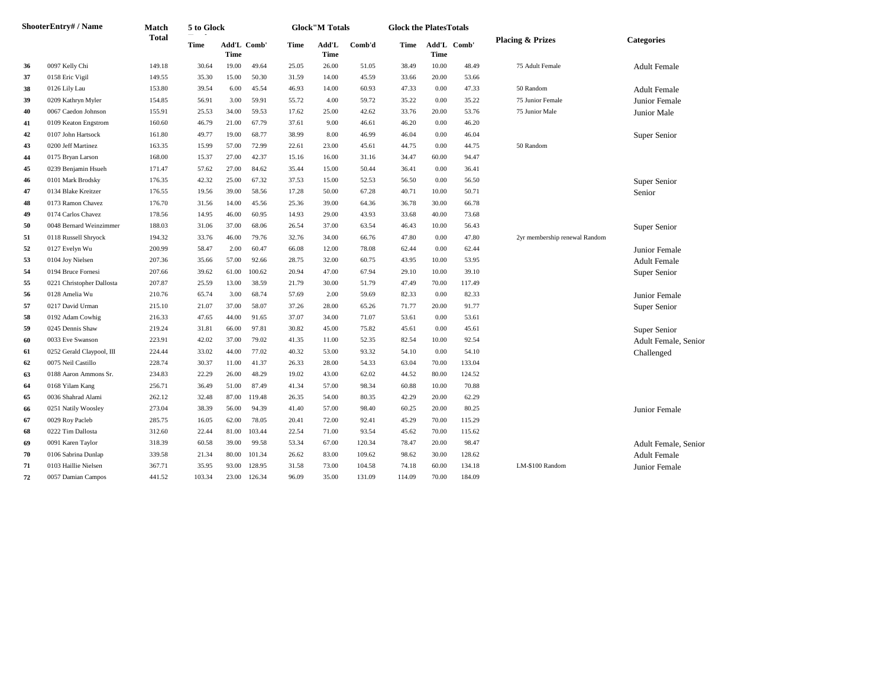| | Shooter Entry# / Name | Match Total | 5 to Glock | | | Glock"M Totals | | | Glock the Plates Totals | | | Placing & Prizes | Categories |
|---|---|---|---|---|---|---|---|---|---|---|---|---|---|
| | | | Time | Add'L Time | Comb' | Time | Add'L Time | Comb'd | Time | Add'L Time | Comb' | | |
| 36 | 0097 Kelly Chi | 149.18 | 30.64 | 19.00 | 49.64 | 25.05 | 26.00 | 51.05 | 38.49 | 10.00 | 48.49 | 75 Adult Female | Adult Female |
| 37 | 0158 Eric Vigil | 149.55 | 35.30 | 15.00 | 50.30 | 31.59 | 14.00 | 45.59 | 33.66 | 20.00 | 53.66 | | |
| 38 | 0126 Lily Lau | 153.80 | 39.54 | 6.00 | 45.54 | 46.93 | 14.00 | 60.93 | 47.33 | 0.00 | 47.33 | 50 Random | Adult Female |
| 39 | 0209 Kathryn Myler | 154.85 | 56.91 | 3.00 | 59.91 | 55.72 | 4.00 | 59.72 | 35.22 | 0.00 | 35.22 | 75 Junior Female | Junior Female |
| 40 | 0067 Caedon Johnson | 155.91 | 25.53 | 34.00 | 59.53 | 17.62 | 25.00 | 42.62 | 33.76 | 20.00 | 53.76 | 75 Junior Male | Junior Male |
| 41 | 0109 Keaton Engstrom | 160.60 | 46.79 | 21.00 | 67.79 | 37.61 | 9.00 | 46.61 | 46.20 | 0.00 | 46.20 | | |
| 42 | 0107 John Hartsock | 161.80 | 49.77 | 19.00 | 68.77 | 38.99 | 8.00 | 46.99 | 46.04 | 0.00 | 46.04 | | Super Senior |
| 43 | 0200 Jeff Martinez | 163.35 | 15.99 | 57.00 | 72.99 | 22.61 | 23.00 | 45.61 | 44.75 | 0.00 | 44.75 | 50 Random | |
| 44 | 0175 Bryan Larson | 168.00 | 15.37 | 27.00 | 42.37 | 15.16 | 16.00 | 31.16 | 34.47 | 60.00 | 94.47 | | |
| 45 | 0239 Benjamin Hsueh | 171.47 | 57.62 | 27.00 | 84.62 | 35.44 | 15.00 | 50.44 | 36.41 | 0.00 | 36.41 | | |
| 46 | 0101 Mark Brodsky | 176.35 | 42.32 | 25.00 | 67.32 | 37.53 | 15.00 | 52.53 | 56.50 | 0.00 | 56.50 | | Super Senior |
| 47 | 0134 Blake Kreitzer | 176.55 | 19.56 | 39.00 | 58.56 | 17.28 | 50.00 | 67.28 | 40.71 | 10.00 | 50.71 | | Senior |
| 48 | 0173 Ramon Chavez | 176.70 | 31.56 | 14.00 | 45.56 | 25.36 | 39.00 | 64.36 | 36.78 | 30.00 | 66.78 | | |
| 49 | 0174 Carlos Chavez | 178.56 | 14.95 | 46.00 | 60.95 | 14.93 | 29.00 | 43.93 | 33.68 | 40.00 | 73.68 | | |
| 50 | 0048 Bernard Weinzimmer | 188.03 | 31.06 | 37.00 | 68.06 | 26.54 | 37.00 | 63.54 | 46.43 | 10.00 | 56.43 | | Super Senior |
| 51 | 0118 Russell Shryock | 194.32 | 33.76 | 46.00 | 79.76 | 32.76 | 34.00 | 66.76 | 47.80 | 0.00 | 47.80 | 2yr membership renewal Random | |
| 52 | 0127 Evelyn Wu | 200.99 | 58.47 | 2.00 | 60.47 | 66.08 | 12.00 | 78.08 | 62.44 | 0.00 | 62.44 | | Junior Female |
| 53 | 0104 Joy Nielsen | 207.36 | 35.66 | 57.00 | 92.66 | 28.75 | 32.00 | 60.75 | 43.95 | 10.00 | 53.95 | | Adult Female |
| 54 | 0194 Bruce Fornesi | 207.66 | 39.62 | 61.00 | 100.62 | 20.94 | 47.00 | 67.94 | 29.10 | 10.00 | 39.10 | | Super Senior |
| 55 | 0221 Christopher Dallosta | 207.87 | 25.59 | 13.00 | 38.59 | 21.79 | 30.00 | 51.79 | 47.49 | 70.00 | 117.49 | | |
| 56 | 0128 Amelia Wu | 210.76 | 65.74 | 3.00 | 68.74 | 57.69 | 2.00 | 59.69 | 82.33 | 0.00 | 82.33 | | Junior Female |
| 57 | 0217 David Urman | 215.10 | 21.07 | 37.00 | 58.07 | 37.26 | 28.00 | 65.26 | 71.77 | 20.00 | 91.77 | | Super Senior |
| 58 | 0192 Adam Cowhig | 216.33 | 47.65 | 44.00 | 91.65 | 37.07 | 34.00 | 71.07 | 53.61 | 0.00 | 53.61 | | |
| 59 | 0245 Dennis Shaw | 219.24 | 31.81 | 66.00 | 97.81 | 30.82 | 45.00 | 75.82 | 45.61 | 0.00 | 45.61 | | Super Senior |
| 60 | 0033 Eve Swanson | 223.91 | 42.02 | 37.00 | 79.02 | 41.35 | 11.00 | 52.35 | 82.54 | 10.00 | 92.54 | | Adult Female, Senior |
| 61 | 0252 Gerald Claypool, III | 224.44 | 33.02 | 44.00 | 77.02 | 40.32 | 53.00 | 93.32 | 54.10 | 0.00 | 54.10 | | Challenged |
| 62 | 0075 Neil Castillo | 228.74 | 30.37 | 11.00 | 41.37 | 26.33 | 28.00 | 54.33 | 63.04 | 70.00 | 133.04 | | |
| 63 | 0188 Aaron Ammons Sr. | 234.83 | 22.29 | 26.00 | 48.29 | 19.02 | 43.00 | 62.02 | 44.52 | 80.00 | 124.52 | | |
| 64 | 0168 Yilam Kang | 256.71 | 36.49 | 51.00 | 87.49 | 41.34 | 57.00 | 98.34 | 60.88 | 10.00 | 70.88 | | |
| 65 | 0036 Shahrad Alami | 262.12 | 32.48 | 87.00 | 119.48 | 26.35 | 54.00 | 80.35 | 42.29 | 20.00 | 62.29 | | |
| 66 | 0251 Natily Woosley | 273.04 | 38.39 | 56.00 | 94.39 | 41.40 | 57.00 | 98.40 | 60.25 | 20.00 | 80.25 | | Junior Female |
| 67 | 0029 Roy Pacleb | 285.75 | 16.05 | 62.00 | 78.05 | 20.41 | 72.00 | 92.41 | 45.29 | 70.00 | 115.29 | | |
| 68 | 0222 Tim Dallosta | 312.60 | 22.44 | 81.00 | 103.44 | 22.54 | 71.00 | 93.54 | 45.62 | 70.00 | 115.62 | | |
| 69 | 0091 Karen Taylor | 318.39 | 60.58 | 39.00 | 99.58 | 53.34 | 67.00 | 120.34 | 78.47 | 20.00 | 98.47 | | Adult Female, Senior |
| 70 | 0106 Sabrina Dunlap | 339.58 | 21.34 | 80.00 | 101.34 | 26.62 | 83.00 | 109.62 | 98.62 | 30.00 | 128.62 | | Adult Female |
| 71 | 0103 Haillie Nielsen | 367.71 | 35.95 | 93.00 | 128.95 | 31.58 | 73.00 | 104.58 | 74.18 | 60.00 | 134.18 | LM-$100 Random | Junior Female |
| 72 | 0057 Damian Campos | 441.52 | 103.34 | 23.00 | 126.34 | 96.09 | 35.00 | 131.09 | 114.09 | 70.00 | 184.09 | | |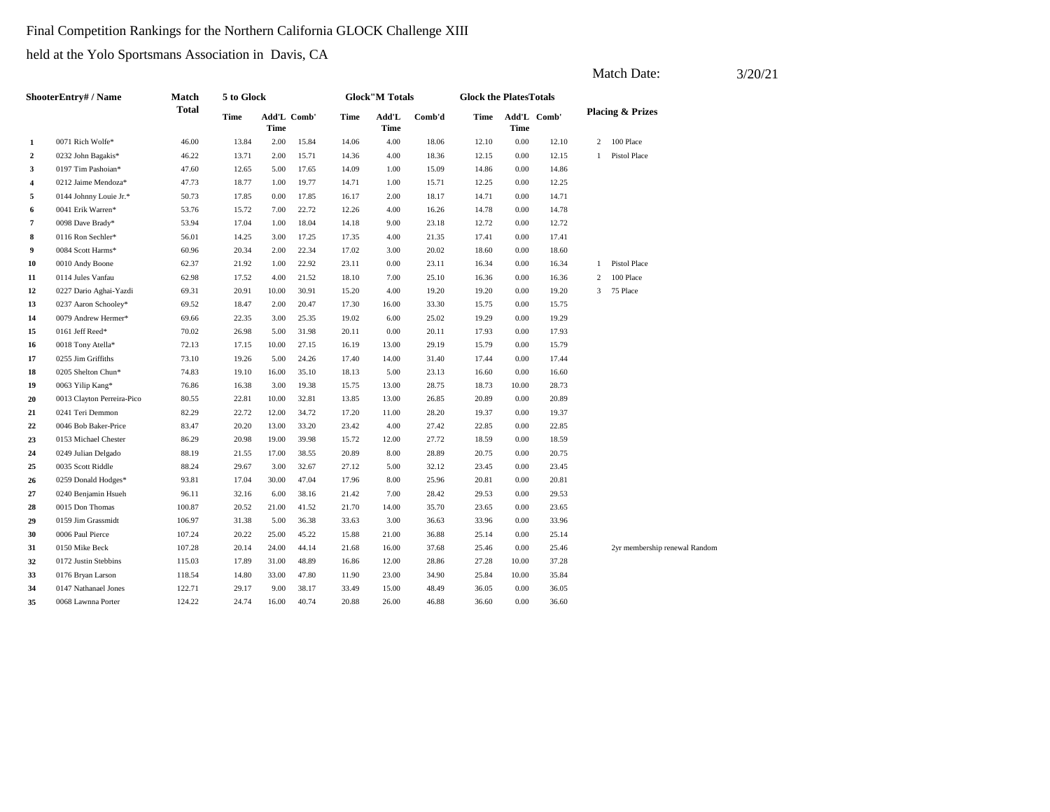Final Competition Rankings for the Northern California GLOCK Challenge XIII

held at the Yolo Sportsmans Association in Davis, CA

Match Date: 3/20/21

| | ShooterEntry# / Name | Match Total | 5 to Glock | | | Glock"M Totals | | | Glock the PlatesTotals | | | Placing & Prizes | |
|---|---|---|---|---|---|---|---|---|---|---|---|---|---|
| | | | Time | Add'L Time | Comb' | Time | Add'L Time | Comb'd | Time | Add'L Time | Comb' | | |
| 1 | 0071 Rich Wolfe* | 46.00 | 13.84 | 2.00 | 15.84 | 14.06 | 4.00 | 18.06 | 12.10 | 0.00 | 12.10 | 2 | 100 Place |
| 2 | 0232 John Bagakis* | 46.22 | 13.71 | 2.00 | 15.71 | 14.36 | 4.00 | 18.36 | 12.15 | 0.00 | 12.15 | 1 | Pistol Place |
| 3 | 0197 Tim Pashoian* | 47.60 | 12.65 | 5.00 | 17.65 | 14.09 | 1.00 | 15.09 | 14.86 | 0.00 | 14.86 | | |
| 4 | 0212 Jaime Mendoza* | 47.73 | 18.77 | 1.00 | 19.77 | 14.71 | 1.00 | 15.71 | 12.25 | 0.00 | 12.25 | | |
| 5 | 0144 Johnny Louie Jr.* | 50.73 | 17.85 | 0.00 | 17.85 | 16.17 | 2.00 | 18.17 | 14.71 | 0.00 | 14.71 | | |
| 6 | 0041 Erik Warren* | 53.76 | 15.72 | 7.00 | 22.72 | 12.26 | 4.00 | 16.26 | 14.78 | 0.00 | 14.78 | | |
| 7 | 0098 Dave Brady* | 53.94 | 17.04 | 1.00 | 18.04 | 14.18 | 9.00 | 23.18 | 12.72 | 0.00 | 12.72 | | |
| 8 | 0116 Ron Sechler* | 56.01 | 14.25 | 3.00 | 17.25 | 17.35 | 4.00 | 21.35 | 17.41 | 0.00 | 17.41 | | |
| 9 | 0084 Scott Harms* | 60.96 | 20.34 | 2.00 | 22.34 | 17.02 | 3.00 | 20.02 | 18.60 | 0.00 | 18.60 | | |
| 10 | 0010 Andy Boone | 62.37 | 21.92 | 1.00 | 22.92 | 23.11 | 0.00 | 23.11 | 16.34 | 0.00 | 16.34 | 1 | Pistol Place |
| 11 | 0114 Jules Vanfau | 62.98 | 17.52 | 4.00 | 21.52 | 18.10 | 7.00 | 25.10 | 16.36 | 0.00 | 16.36 | 2 | 100 Place |
| 12 | 0227 Dario Aghai-Yazdi | 69.31 | 20.91 | 10.00 | 30.91 | 15.20 | 4.00 | 19.20 | 19.20 | 0.00 | 19.20 | 3 | 75 Place |
| 13 | 0237 Aaron Schooley* | 69.52 | 18.47 | 2.00 | 20.47 | 17.30 | 16.00 | 33.30 | 15.75 | 0.00 | 15.75 | | |
| 14 | 0079 Andrew Hermer* | 69.66 | 22.35 | 3.00 | 25.35 | 19.02 | 6.00 | 25.02 | 19.29 | 0.00 | 19.29 | | |
| 15 | 0161 Jeff Reed* | 70.02 | 26.98 | 5.00 | 31.98 | 20.11 | 0.00 | 20.11 | 17.93 | 0.00 | 17.93 | | |
| 16 | 0018 Tony Atella* | 72.13 | 17.15 | 10.00 | 27.15 | 16.19 | 13.00 | 29.19 | 15.79 | 0.00 | 15.79 | | |
| 17 | 0255 Jim Griffiths | 73.10 | 19.26 | 5.00 | 24.26 | 17.40 | 14.00 | 31.40 | 17.44 | 0.00 | 17.44 | | |
| 18 | 0205 Shelton Chun* | 74.83 | 19.10 | 16.00 | 35.10 | 18.13 | 5.00 | 23.13 | 16.60 | 0.00 | 16.60 | | |
| 19 | 0063 Yilip Kang* | 76.86 | 16.38 | 3.00 | 19.38 | 15.75 | 13.00 | 28.75 | 18.73 | 10.00 | 28.73 | | |
| 20 | 0013 Clayton Perreira-Pico | 80.55 | 22.81 | 10.00 | 32.81 | 13.85 | 13.00 | 26.85 | 20.89 | 0.00 | 20.89 | | |
| 21 | 0241 Teri Demmon | 82.29 | 22.72 | 12.00 | 34.72 | 17.20 | 11.00 | 28.20 | 19.37 | 0.00 | 19.37 | | |
| 22 | 0046 Bob Baker-Price | 83.47 | 20.20 | 13.00 | 33.20 | 23.42 | 4.00 | 27.42 | 22.85 | 0.00 | 22.85 | | |
| 23 | 0153 Michael Chester | 86.29 | 20.98 | 19.00 | 39.98 | 15.72 | 12.00 | 27.72 | 18.59 | 0.00 | 18.59 | | |
| 24 | 0249 Julian Delgado | 88.19 | 21.55 | 17.00 | 38.55 | 20.89 | 8.00 | 28.89 | 20.75 | 0.00 | 20.75 | | |
| 25 | 0035 Scott Riddle | 88.24 | 29.67 | 3.00 | 32.67 | 27.12 | 5.00 | 32.12 | 23.45 | 0.00 | 23.45 | | |
| 26 | 0259 Donald Hodges* | 93.81 | 17.04 | 30.00 | 47.04 | 17.96 | 8.00 | 25.96 | 20.81 | 0.00 | 20.81 | | |
| 27 | 0240 Benjamin Hsueh | 96.11 | 32.16 | 6.00 | 38.16 | 21.42 | 7.00 | 28.42 | 29.53 | 0.00 | 29.53 | | |
| 28 | 0015 Don Thomas | 100.87 | 20.52 | 21.00 | 41.52 | 21.70 | 14.00 | 35.70 | 23.65 | 0.00 | 23.65 | | |
| 29 | 0159 Jim Grassmidt | 106.97 | 31.38 | 5.00 | 36.38 | 33.63 | 3.00 | 36.63 | 33.96 | 0.00 | 33.96 | | |
| 30 | 0006 Paul Pierce | 107.24 | 20.22 | 25.00 | 45.22 | 15.88 | 21.00 | 36.88 | 25.14 | 0.00 | 25.14 | | |
| 31 | 0150 Mike Beck | 107.28 | 20.14 | 24.00 | 44.14 | 21.68 | 16.00 | 37.68 | 25.46 | 0.00 | 25.46 | | 2yr membership renewal Random |
| 32 | 0172 Justin Stebbins | 115.03 | 17.89 | 31.00 | 48.89 | 16.86 | 12.00 | 28.86 | 27.28 | 10.00 | 37.28 | | |
| 33 | 0176 Bryan Larson | 118.54 | 14.80 | 33.00 | 47.80 | 11.90 | 23.00 | 34.90 | 25.84 | 10.00 | 35.84 | | |
| 34 | 0147 Nathanael Jones | 122.71 | 29.17 | 9.00 | 38.17 | 33.49 | 15.00 | 48.49 | 36.05 | 0.00 | 36.05 | | |
| 35 | 0068 Lawnna Porter | 124.22 | 24.74 | 16.00 | 40.74 | 20.88 | 26.00 | 46.88 | 36.60 | 0.00 | 36.60 | | |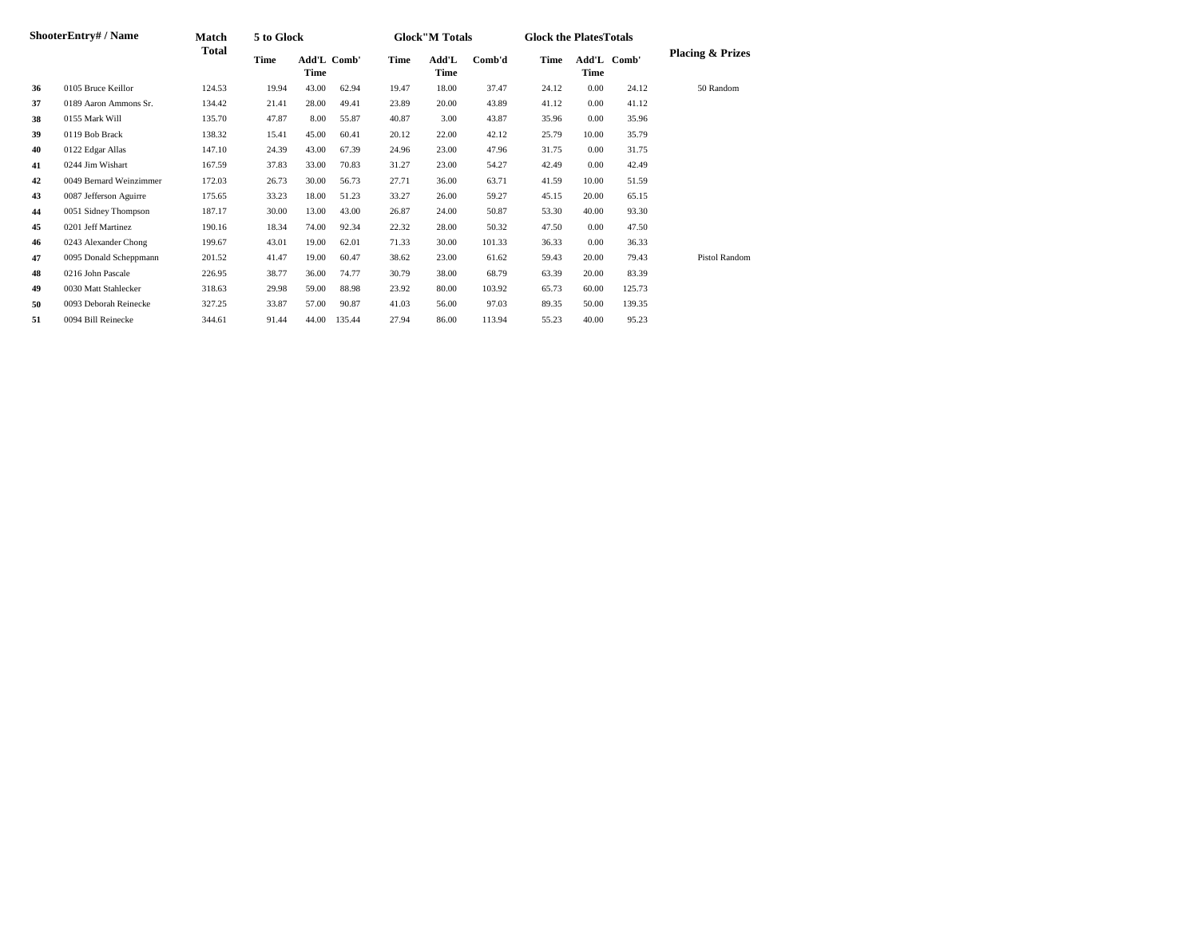| | ShooterEntry# / Name | Match Total | 5 to Glock | | | Glock"M Totals | | | Glock the PlatesTotals | | | Placing & Prizes |
|---|---|---|---|---|---|---|---|---|---|---|---|---|
| | | | Time | Add'L Time | Comb' | Time | Add'L Time | Comb'd | Time | Add'L Time | Comb' | |
| 36 | 0105 Bruce Keillor | 124.53 | 19.94 | 43.00 | 62.94 | 19.47 | 18.00 | 37.47 | 24.12 | 0.00 | 24.12 | 50 Random |
| 37 | 0189 Aaron Ammons Sr. | 134.42 | 21.41 | 28.00 | 49.41 | 23.89 | 20.00 | 43.89 | 41.12 | 0.00 | 41.12 | |
| 38 | 0155 Mark Will | 135.70 | 47.87 | 8.00 | 55.87 | 40.87 | 3.00 | 43.87 | 35.96 | 0.00 | 35.96 | |
| 39 | 0119 Bob Brack | 138.32 | 15.41 | 45.00 | 60.41 | 20.12 | 22.00 | 42.12 | 25.79 | 10.00 | 35.79 | |
| 40 | 0122 Edgar Allas | 147.10 | 24.39 | 43.00 | 67.39 | 24.96 | 23.00 | 47.96 | 31.75 | 0.00 | 31.75 | |
| 41 | 0244 Jim Wishart | 167.59 | 37.83 | 33.00 | 70.83 | 31.27 | 23.00 | 54.27 | 42.49 | 0.00 | 42.49 | |
| 42 | 0049 Bernard Weinzimmer | 172.03 | 26.73 | 30.00 | 56.73 | 27.71 | 36.00 | 63.71 | 41.59 | 10.00 | 51.59 | |
| 43 | 0087 Jefferson Aguirre | 175.65 | 33.23 | 18.00 | 51.23 | 33.27 | 26.00 | 59.27 | 45.15 | 20.00 | 65.15 | |
| 44 | 0051 Sidney Thompson | 187.17 | 30.00 | 13.00 | 43.00 | 26.87 | 24.00 | 50.87 | 53.30 | 40.00 | 93.30 | |
| 45 | 0201 Jeff Martinez | 190.16 | 18.34 | 74.00 | 92.34 | 22.32 | 28.00 | 50.32 | 47.50 | 0.00 | 47.50 | |
| 46 | 0243 Alexander Chong | 199.67 | 43.01 | 19.00 | 62.01 | 71.33 | 30.00 | 101.33 | 36.33 | 0.00 | 36.33 | |
| 47 | 0095 Donald Scheppmann | 201.52 | 41.47 | 19.00 | 60.47 | 38.62 | 23.00 | 61.62 | 59.43 | 20.00 | 79.43 | Pistol Random |
| 48 | 0216 John Pascale | 226.95 | 38.77 | 36.00 | 74.77 | 30.79 | 38.00 | 68.79 | 63.39 | 20.00 | 83.39 | |
| 49 | 0030 Matt Stahlecker | 318.63 | 29.98 | 59.00 | 88.98 | 23.92 | 80.00 | 103.92 | 65.73 | 60.00 | 125.73 | |
| 50 | 0093 Deborah Reinecke | 327.25 | 33.87 | 57.00 | 90.87 | 41.03 | 56.00 | 97.03 | 89.35 | 50.00 | 139.35 | |
| 51 | 0094 Bill Reinecke | 344.61 | 91.44 | 44.00 | 135.44 | 27.94 | 86.00 | 113.94 | 55.23 | 40.00 | 95.23 | |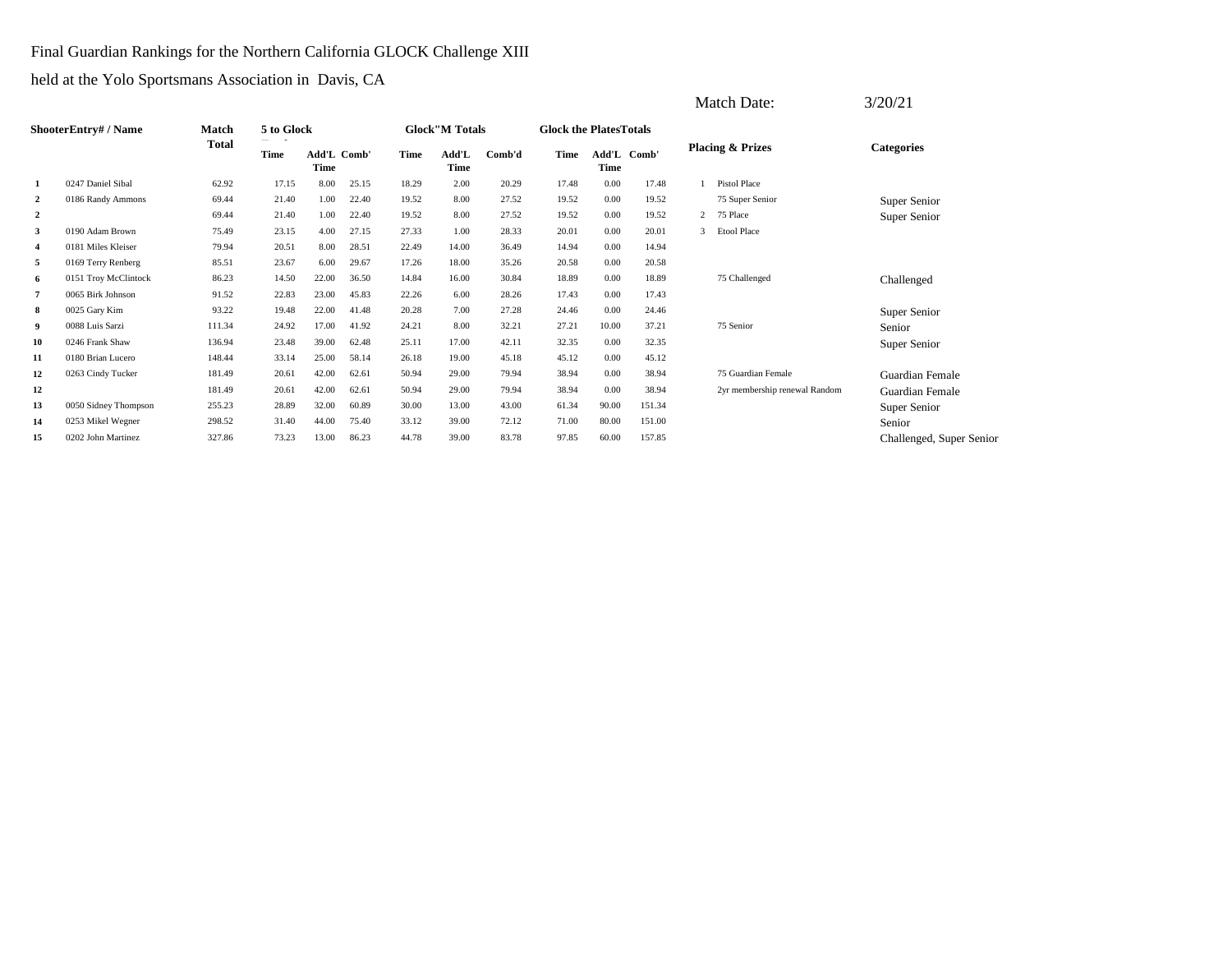Final Guardian Rankings for the Northern California GLOCK Challenge XIII

held at the Yolo Sportsmans Association in Davis, CA

Match Date: 3/20/21

| Shooter | Entry# / Name | Match Total | 5 to Glock | | | Glock"M Totals | | | Glock the Plates Totals | | | Placing & Prizes | | Categories |
|---|---|---|---|---|---|---|---|---|---|---|---|---|---|---|
| | | | Time | Add'L Time | Comb' | Time | Add'L Time | Comb'd | Time | Add'L Time | Comb' | | | |
| 1 | 0247 Daniel Sibal | 62.92 | 17.15 | 8.00 | 25.15 | 18.29 | 2.00 | 20.29 | 17.48 | 0.00 | 17.48 | 1 | Pistol Place | |
| 2 | 0186 Randy Ammons | 69.44 | 21.40 | 1.00 | 22.40 | 19.52 | 8.00 | 27.52 | 19.52 | 0.00 | 19.52 | | 75 Super Senior | Super Senior |
| 2 | | 69.44 | 21.40 | 1.00 | 22.40 | 19.52 | 8.00 | 27.52 | 19.52 | 0.00 | 19.52 | 2 | 75 Place | Super Senior |
| 3 | 0190 Adam Brown | 75.49 | 23.15 | 4.00 | 27.15 | 27.33 | 1.00 | 28.33 | 20.01 | 0.00 | 20.01 | 3 | Etool Place | |
| 4 | 0181 Miles Kleiser | 79.94 | 20.51 | 8.00 | 28.51 | 22.49 | 14.00 | 36.49 | 14.94 | 0.00 | 14.94 | | | |
| 5 | 0169 Terry Renberg | 85.51 | 23.67 | 6.00 | 29.67 | 17.26 | 18.00 | 35.26 | 20.58 | 0.00 | 20.58 | | | |
| 6 | 0151 Troy McClintock | 86.23 | 14.50 | 22.00 | 36.50 | 14.84 | 16.00 | 30.84 | 18.89 | 0.00 | 18.89 | | 75 Challenged | Challenged |
| 7 | 0065 Birk Johnson | 91.52 | 22.83 | 23.00 | 45.83 | 22.26 | 6.00 | 28.26 | 17.43 | 0.00 | 17.43 | | | |
| 8 | 0025 Gary Kim | 93.22 | 19.48 | 22.00 | 41.48 | 20.28 | 7.00 | 27.28 | 24.46 | 0.00 | 24.46 | | | Super Senior |
| 9 | 0088 Luis Sarzi | 111.34 | 24.92 | 17.00 | 41.92 | 24.21 | 8.00 | 32.21 | 27.21 | 10.00 | 37.21 | | 75 Senior | Senior |
| 10 | 0246 Frank Shaw | 136.94 | 23.48 | 39.00 | 62.48 | 25.11 | 17.00 | 42.11 | 32.35 | 0.00 | 32.35 | | | Super Senior |
| 11 | 0180 Brian Lucero | 148.44 | 33.14 | 25.00 | 58.14 | 26.18 | 19.00 | 45.18 | 45.12 | 0.00 | 45.12 | | | |
| 12 | 0263 Cindy Tucker | 181.49 | 20.61 | 42.00 | 62.61 | 50.94 | 29.00 | 79.94 | 38.94 | 0.00 | 38.94 | | 75 Guardian Female | Guardian Female |
| 12 | | 181.49 | 20.61 | 42.00 | 62.61 | 50.94 | 29.00 | 79.94 | 38.94 | 0.00 | 38.94 | | 2yr membership renewal Random | Guardian Female |
| 13 | 0050 Sidney Thompson | 255.23 | 28.89 | 32.00 | 60.89 | 30.00 | 13.00 | 43.00 | 61.34 | 90.00 | 151.34 | | | Super Senior |
| 14 | 0253 Mikel Wegner | 298.52 | 31.40 | 44.00 | 75.40 | 33.12 | 39.00 | 72.12 | 71.00 | 80.00 | 151.00 | | | Senior |
| 15 | 0202 John Martinez | 327.86 | 73.23 | 13.00 | 86.23 | 44.78 | 39.00 | 83.78 | 97.85 | 60.00 | 157.85 | | | Challenged, Super Senior |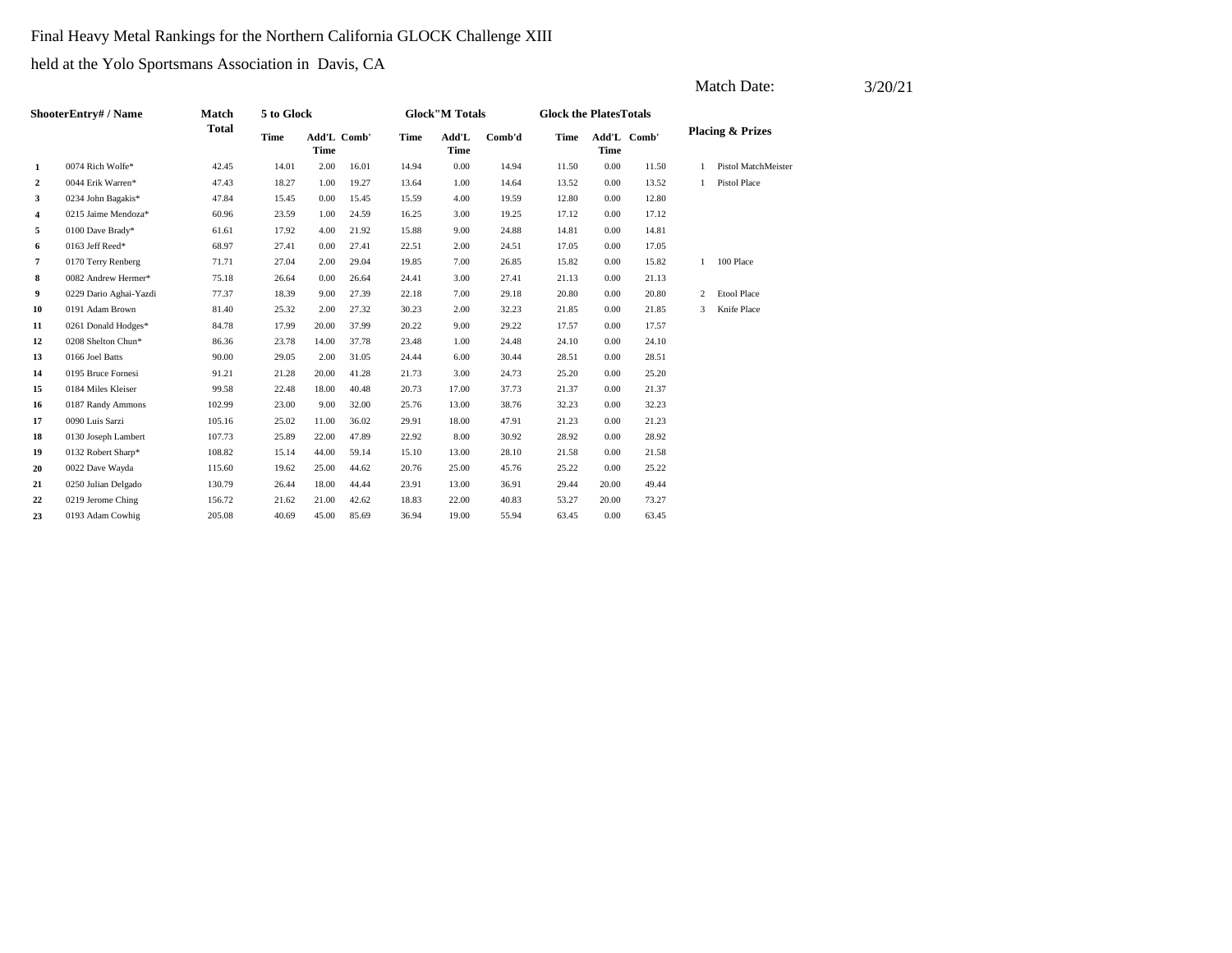Final Heavy Metal Rankings for the Northern California GLOCK Challenge XIII

held at the Yolo Sportsmans Association in Davis, CA

Match Date: 3/20/21

| | ShooterEntry# / Name | Match Total | 5 to Glock | | | Glock"M Totals | | | Glock the PlatesTotals | | | Placing & Prizes | |
|---|---|---|---|---|---|---|---|---|---|---|---|---|---|
| | | | Time | Add'L Time | Comb' | Time | Add'L Time | Comb'd | Time | Add'L Time | Comb' | | |
| 1 | 0074 Rich Wolfe* | 42.45 | 14.01 | 2.00 | 16.01 | 14.94 | 0.00 | 14.94 | 11.50 | 0.00 | 11.50 | 1 | Pistol MatchMeister |
| 2 | 0044 Erik Warren* | 47.43 | 18.27 | 1.00 | 19.27 | 13.64 | 1.00 | 14.64 | 13.52 | 0.00 | 13.52 | 1 | Pistol Place |
| 3 | 0234 John Bagakis* | 47.84 | 15.45 | 0.00 | 15.45 | 15.59 | 4.00 | 19.59 | 12.80 | 0.00 | 12.80 | | |
| 4 | 0215 Jaime Mendoza* | 60.96 | 23.59 | 1.00 | 24.59 | 16.25 | 3.00 | 19.25 | 17.12 | 0.00 | 17.12 | | |
| 5 | 0100 Dave Brady* | 61.61 | 17.92 | 4.00 | 21.92 | 15.88 | 9.00 | 24.88 | 14.81 | 0.00 | 14.81 | | |
| 6 | 0163 Jeff Reed* | 68.97 | 27.41 | 0.00 | 27.41 | 22.51 | 2.00 | 24.51 | 17.05 | 0.00 | 17.05 | | |
| 7 | 0170 Terry Renberg | 71.71 | 27.04 | 2.00 | 29.04 | 19.85 | 7.00 | 26.85 | 15.82 | 0.00 | 15.82 | 1 | 100 Place |
| 8 | 0082 Andrew Hermer* | 75.18 | 26.64 | 0.00 | 26.64 | 24.41 | 3.00 | 27.41 | 21.13 | 0.00 | 21.13 | | |
| 9 | 0229 Dario Aghai-Yazdi | 77.37 | 18.39 | 9.00 | 27.39 | 22.18 | 7.00 | 29.18 | 20.80 | 0.00 | 20.80 | 2 | Etool Place |
| 10 | 0191 Adam Brown | 81.40 | 25.32 | 2.00 | 27.32 | 30.23 | 2.00 | 32.23 | 21.85 | 0.00 | 21.85 | 3 | Knife Place |
| 11 | 0261 Donald Hodges* | 84.78 | 17.99 | 20.00 | 37.99 | 20.22 | 9.00 | 29.22 | 17.57 | 0.00 | 17.57 | | |
| 12 | 0208 Shelton Chun* | 86.36 | 23.78 | 14.00 | 37.78 | 23.48 | 1.00 | 24.48 | 24.10 | 0.00 | 24.10 | | |
| 13 | 0166 Joel Batts | 90.00 | 29.05 | 2.00 | 31.05 | 24.44 | 6.00 | 30.44 | 28.51 | 0.00 | 28.51 | | |
| 14 | 0195 Bruce Fornesi | 91.21 | 21.28 | 20.00 | 41.28 | 21.73 | 3.00 | 24.73 | 25.20 | 0.00 | 25.20 | | |
| 15 | 0184 Miles Kleiser | 99.58 | 22.48 | 18.00 | 40.48 | 20.73 | 17.00 | 37.73 | 21.37 | 0.00 | 21.37 | | |
| 16 | 0187 Randy Ammons | 102.99 | 23.00 | 9.00 | 32.00 | 25.76 | 13.00 | 38.76 | 32.23 | 0.00 | 32.23 | | |
| 17 | 0090 Luis Sarzi | 105.16 | 25.02 | 11.00 | 36.02 | 29.91 | 18.00 | 47.91 | 21.23 | 0.00 | 21.23 | | |
| 18 | 0130 Joseph Lambert | 107.73 | 25.89 | 22.00 | 47.89 | 22.92 | 8.00 | 30.92 | 28.92 | 0.00 | 28.92 | | |
| 19 | 0132 Robert Sharp* | 108.82 | 15.14 | 44.00 | 59.14 | 15.10 | 13.00 | 28.10 | 21.58 | 0.00 | 21.58 | | |
| 20 | 0022 Dave Wayda | 115.60 | 19.62 | 25.00 | 44.62 | 20.76 | 25.00 | 45.76 | 25.22 | 0.00 | 25.22 | | |
| 21 | 0250 Julian Delgado | 130.79 | 26.44 | 18.00 | 44.44 | 23.91 | 13.00 | 36.91 | 29.44 | 20.00 | 49.44 | | |
| 22 | 0219 Jerome Ching | 156.72 | 21.62 | 21.00 | 42.62 | 18.83 | 22.00 | 40.83 | 53.27 | 20.00 | 73.27 | | |
| 23 | 0193 Adam Cowhig | 205.08 | 40.69 | 45.00 | 85.69 | 36.94 | 19.00 | 55.94 | 63.45 | 0.00 | 63.45 | | |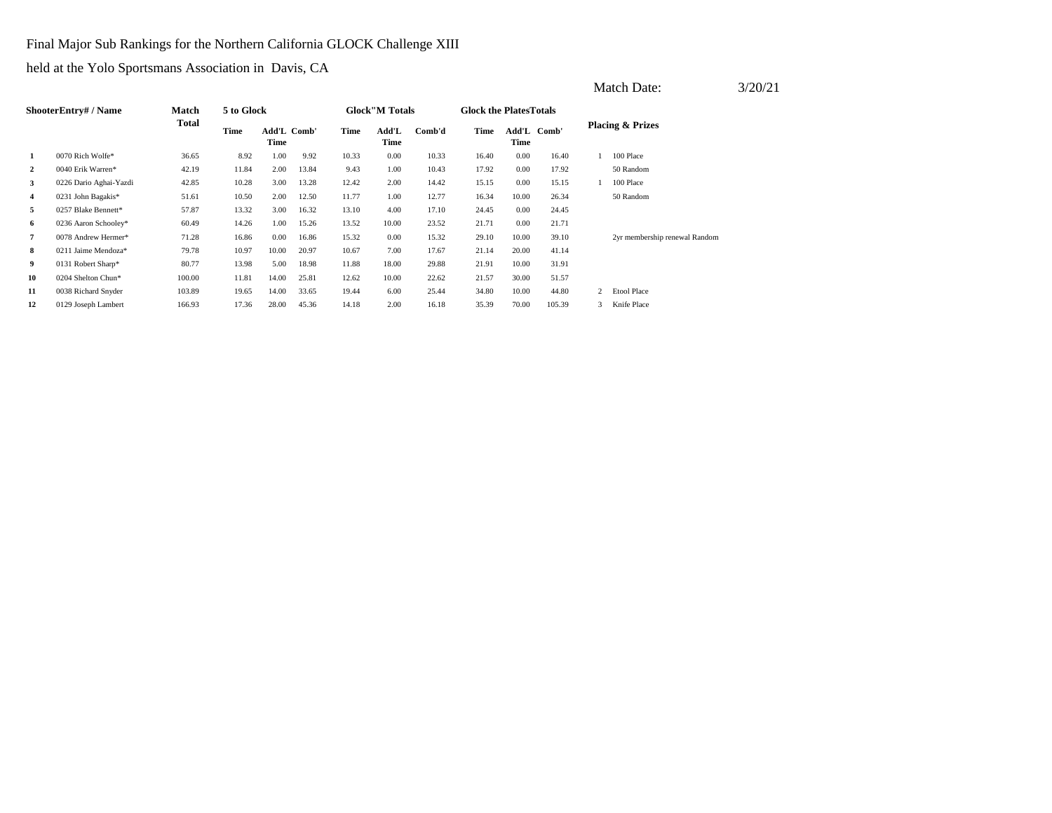Final Major Sub Rankings for the Northern California GLOCK Challenge XIII

held at the Yolo Sportsmans Association in Davis, CA

Match Date: 3/20/21

| Shooter | Entry# / Name | Match Total | 5 to Glock | | | Glock"M Totals | | | Glock the Plates Totals | | | Placing & Prizes | |
|---|---|---|---|---|---|---|---|---|---|---|---|---|---|
| | | | Time | Add'L Time | Comb' | Time | Add'L Time | Comb'd | Time | Add'L Time | Comb' | | |
| 1 | 0070 Rich Wolfe* | 36.65 | 8.92 | 1.00 | 9.92 | 10.33 | 0.00 | 10.33 | 16.40 | 0.00 | 16.40 | 1 | 100 Place |
| 2 | 0040 Erik Warren* | 42.19 | 11.84 | 2.00 | 13.84 | 9.43 | 1.00 | 10.43 | 17.92 | 0.00 | 17.92 | | 50 Random |
| 3 | 0226 Dario Aghai-Yazdi | 42.85 | 10.28 | 3.00 | 13.28 | 12.42 | 2.00 | 14.42 | 15.15 | 0.00 | 15.15 | 1 | 100 Place |
| 4 | 0231 John Bagakis* | 51.61 | 10.50 | 2.00 | 12.50 | 11.77 | 1.00 | 12.77 | 16.34 | 10.00 | 26.34 | | 50 Random |
| 5 | 0257 Blake Bennett* | 57.87 | 13.32 | 3.00 | 16.32 | 13.10 | 4.00 | 17.10 | 24.45 | 0.00 | 24.45 | | |
| 6 | 0236 Aaron Schooley* | 60.49 | 14.26 | 1.00 | 15.26 | 13.52 | 10.00 | 23.52 | 21.71 | 0.00 | 21.71 | | |
| 7 | 0078 Andrew Hermer* | 71.28 | 16.86 | 0.00 | 16.86 | 15.32 | 0.00 | 15.32 | 29.10 | 10.00 | 39.10 | | 2yr membership renewal Random |
| 8 | 0211 Jaime Mendoza* | 79.78 | 10.97 | 10.00 | 20.97 | 10.67 | 7.00 | 17.67 | 21.14 | 20.00 | 41.14 | | |
| 9 | 0131 Robert Sharp* | 80.77 | 13.98 | 5.00 | 18.98 | 11.88 | 18.00 | 29.88 | 21.91 | 10.00 | 31.91 | | |
| 10 | 0204 Shelton Chun* | 100.00 | 11.81 | 14.00 | 25.81 | 12.62 | 10.00 | 22.62 | 21.57 | 30.00 | 51.57 | | |
| 11 | 0038 Richard Snyder | 103.89 | 19.65 | 14.00 | 33.65 | 19.44 | 6.00 | 25.44 | 34.80 | 10.00 | 44.80 | 2 | Etool Place |
| 12 | 0129 Joseph Lambert | 166.93 | 17.36 | 28.00 | 45.36 | 14.18 | 2.00 | 16.18 | 35.39 | 70.00 | 105.39 | 3 | Knife Place |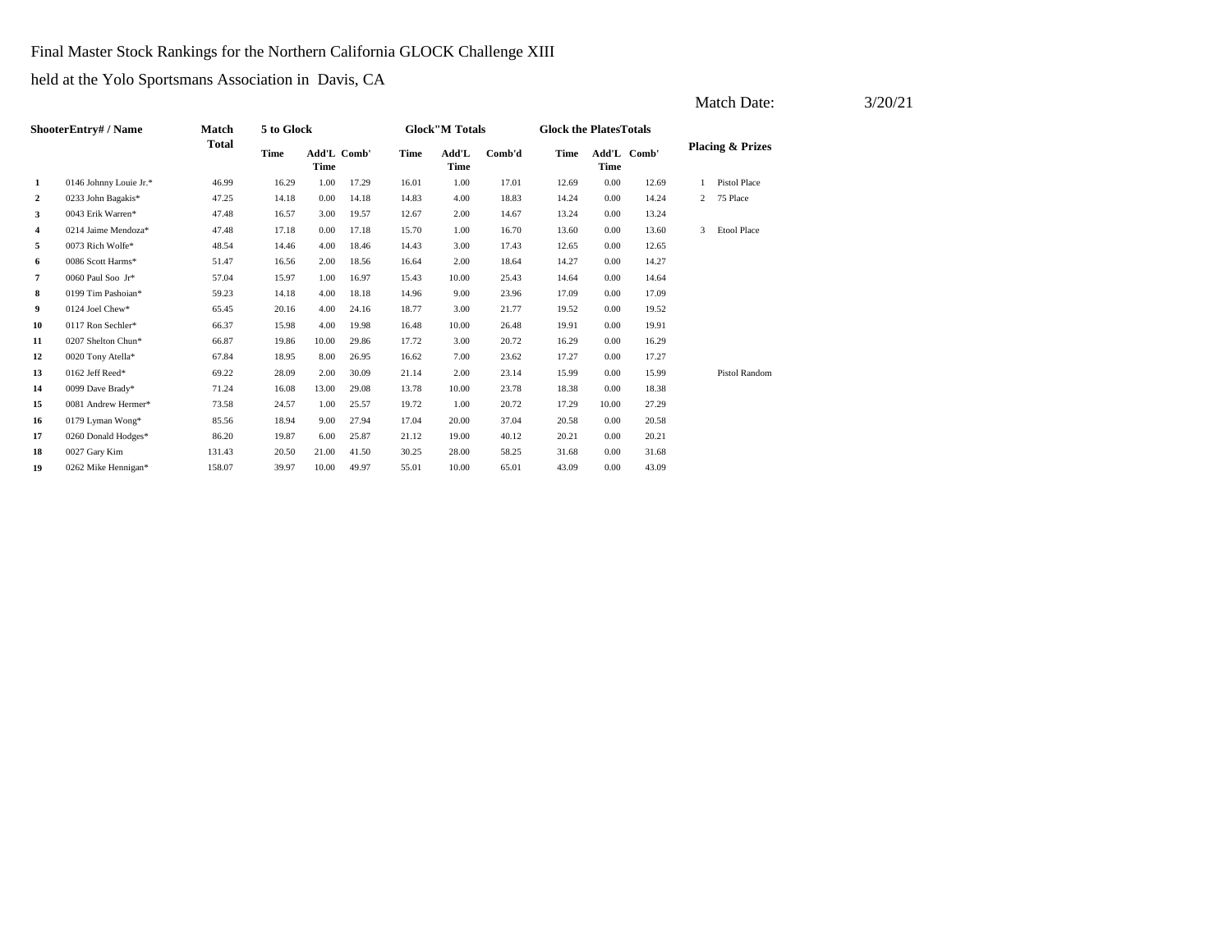Final Master Stock Rankings for the Northern California GLOCK Challenge XIII

held at the Yolo Sportsmans Association in Davis, CA

Match Date: 3/20/21

| Shooter | Entry# / Name | Match Total | 5 to Glock | | | Glock"M Totals | | | Glock the Plates Totals | | | Placing & Prizes | |
|---|---|---|---|---|---|---|---|---|---|---|---|---|---|
| | | | Time | Add'L Time | Comb' | Time | Add'L Time | Comb'd | Time | Add'L Time | Comb' | | |
| 1 | 0146 Johnny Louie Jr.* | 46.99 | 16.29 | 1.00 | 17.29 | 16.01 | 1.00 | 17.01 | 12.69 | 0.00 | 12.69 | 1 | Pistol Place |
| 2 | 0233 John Bagakis* | 47.25 | 14.18 | 0.00 | 14.18 | 14.83 | 4.00 | 18.83 | 14.24 | 0.00 | 14.24 | 2 | 75 Place |
| 3 | 0043 Erik Warren* | 47.48 | 16.57 | 3.00 | 19.57 | 12.67 | 2.00 | 14.67 | 13.24 | 0.00 | 13.24 | | |
| 4 | 0214 Jaime Mendoza* | 47.48 | 17.18 | 0.00 | 17.18 | 15.70 | 1.00 | 16.70 | 13.60 | 0.00 | 13.60 | 3 | Etool Place |
| 5 | 0073 Rich Wolfe* | 48.54 | 14.46 | 4.00 | 18.46 | 14.43 | 3.00 | 17.43 | 12.65 | 0.00 | 12.65 | | |
| 6 | 0086 Scott Harms* | 51.47 | 16.56 | 2.00 | 18.56 | 16.64 | 2.00 | 18.64 | 14.27 | 0.00 | 14.27 | | |
| 7 | 0060 Paul Soo Jr* | 57.04 | 15.97 | 1.00 | 16.97 | 15.43 | 10.00 | 25.43 | 14.64 | 0.00 | 14.64 | | |
| 8 | 0199 Tim Pashoian* | 59.23 | 14.18 | 4.00 | 18.18 | 14.96 | 9.00 | 23.96 | 17.09 | 0.00 | 17.09 | | |
| 9 | 0124 Joel Chew* | 65.45 | 20.16 | 4.00 | 24.16 | 18.77 | 3.00 | 21.77 | 19.52 | 0.00 | 19.52 | | |
| 10 | 0117 Ron Sechler* | 66.37 | 15.98 | 4.00 | 19.98 | 16.48 | 10.00 | 26.48 | 19.91 | 0.00 | 19.91 | | |
| 11 | 0207 Shelton Chun* | 66.87 | 19.86 | 10.00 | 29.86 | 17.72 | 3.00 | 20.72 | 16.29 | 0.00 | 16.29 | | |
| 12 | 0020 Tony Atella* | 67.84 | 18.95 | 8.00 | 26.95 | 16.62 | 7.00 | 23.62 | 17.27 | 0.00 | 17.27 | | |
| 13 | 0162 Jeff Reed* | 69.22 | 28.09 | 2.00 | 30.09 | 21.14 | 2.00 | 23.14 | 15.99 | 0.00 | 15.99 | | Pistol Random |
| 14 | 0099 Dave Brady* | 71.24 | 16.08 | 13.00 | 29.08 | 13.78 | 10.00 | 23.78 | 18.38 | 0.00 | 18.38 | | |
| 15 | 0081 Andrew Hermer* | 73.58 | 24.57 | 1.00 | 25.57 | 19.72 | 1.00 | 20.72 | 17.29 | 10.00 | 27.29 | | |
| 16 | 0179 Lyman Wong* | 85.56 | 18.94 | 9.00 | 27.94 | 17.04 | 20.00 | 37.04 | 20.58 | 0.00 | 20.58 | | |
| 17 | 0260 Donald Hodges* | 86.20 | 19.87 | 6.00 | 25.87 | 21.12 | 19.00 | 40.12 | 20.21 | 0.00 | 20.21 | | |
| 18 | 0027 Gary Kim | 131.43 | 20.50 | 21.00 | 41.50 | 30.25 | 28.00 | 58.25 | 31.68 | 0.00 | 31.68 | | |
| 19 | 0262 Mike Hennigan* | 158.07 | 39.97 | 10.00 | 49.97 | 55.01 | 10.00 | 65.01 | 43.09 | 0.00 | 43.09 | | |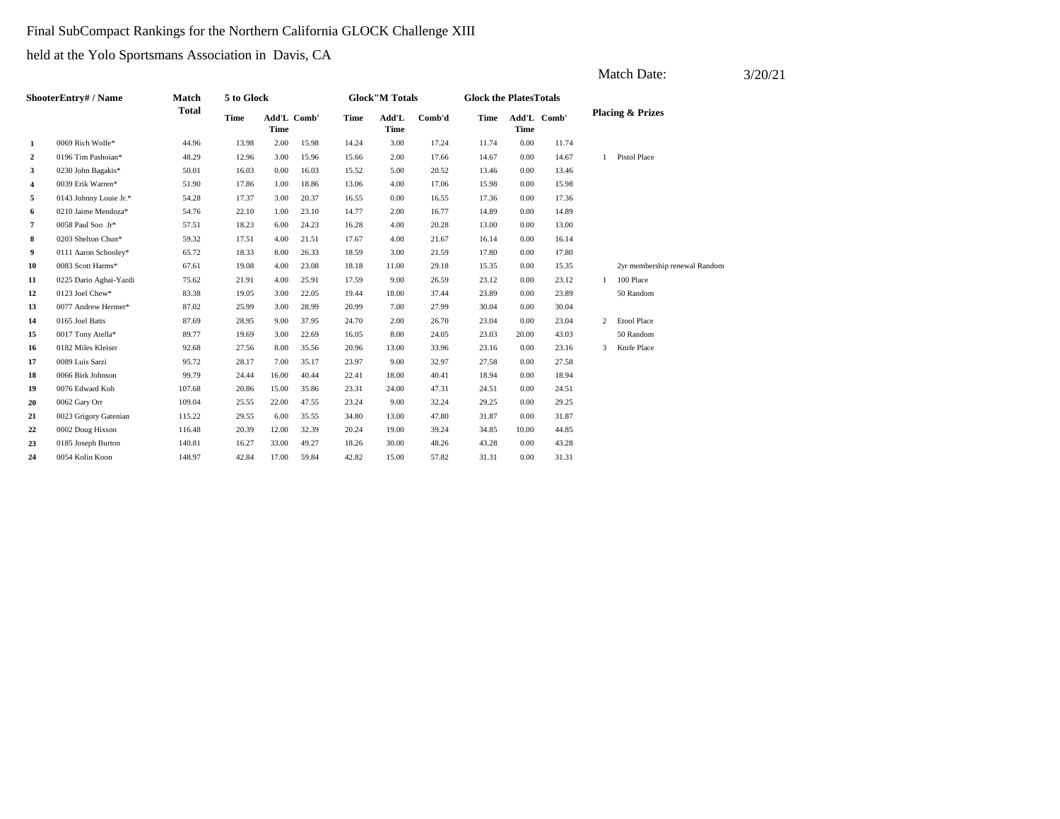Final SubCompact Rankings for the Northern California GLOCK Challenge XIII

held at the Yolo Sportsmans Association in Davis, CA

Match Date: 3/20/21

| | ShooterEntry# / Name | Match Total | 5 to Glock | | | Glock"M Totals | | | Glock the PlatesTotals | | | Placing & Prizes | |
|---|---|---|---|---|---|---|---|---|---|---|---|---|---|
| | | | Time | Add'L Time | Comb' | Time | Add'L Time | Comb'd | Time | Add'L Time | Comb' | | |
| 1 | 0069 Rich Wolfe* | 44.96 | 13.98 | 2.00 | 15.98 | 14.24 | 3.00 | 17.24 | 11.74 | 0.00 | 11.74 | | |
| 2 | 0196 Tim Pashoian* | 48.29 | 12.96 | 3.00 | 15.96 | 15.66 | 2.00 | 17.66 | 14.67 | 0.00 | 14.67 | 1 | Pistol Place |
| 3 | 0230 John Bagakis* | 50.01 | 16.03 | 0.00 | 16.03 | 15.52 | 5.00 | 20.52 | 13.46 | 0.00 | 13.46 | | |
| 4 | 0039 Erik Warren* | 51.90 | 17.86 | 1.00 | 18.86 | 13.06 | 4.00 | 17.06 | 15.98 | 0.00 | 15.98 | | |
| 5 | 0143 Johnny Louie Jr.* | 54.28 | 17.37 | 3.00 | 20.37 | 16.55 | 0.00 | 16.55 | 17.36 | 0.00 | 17.36 | | |
| 6 | 0210 Jaime Mendoza* | 54.76 | 22.10 | 1.00 | 23.10 | 14.77 | 2.00 | 16.77 | 14.89 | 0.00 | 14.89 | | |
| 7 | 0058 Paul Soo Jr* | 57.51 | 18.23 | 6.00 | 24.23 | 16.28 | 4.00 | 20.28 | 13.00 | 0.00 | 13.00 | | |
| 8 | 0203 Shelton Chun* | 59.32 | 17.51 | 4.00 | 21.51 | 17.67 | 4.00 | 21.67 | 16.14 | 0.00 | 16.14 | | |
| 9 | 0111 Aaron Schooley* | 65.72 | 18.33 | 8.00 | 26.33 | 18.59 | 3.00 | 21.59 | 17.80 | 0.00 | 17.80 | | |
| 10 | 0083 Scott Harms* | 67.61 | 19.08 | 4.00 | 23.08 | 18.18 | 11.00 | 29.18 | 15.35 | 0.00 | 15.35 | | 2yr membership renewal Random |
| 11 | 0225 Dario Aghai-Yazdi | 75.62 | 21.91 | 4.00 | 25.91 | 17.59 | 9.00 | 26.59 | 23.12 | 0.00 | 23.12 | 1 | 100 Place |
| 12 | 0123 Joel Chew* | 83.38 | 19.05 | 3.00 | 22.05 | 19.44 | 18.00 | 37.44 | 23.89 | 0.00 | 23.89 | | 50 Random |
| 13 | 0077 Andrew Hermer* | 87.02 | 25.99 | 3.00 | 28.99 | 20.99 | 7.00 | 27.99 | 30.04 | 0.00 | 30.04 | | |
| 14 | 0165 Joel Batts | 87.69 | 28.95 | 9.00 | 37.95 | 24.70 | 2.00 | 26.70 | 23.04 | 0.00 | 23.04 | 2 | Etool Place |
| 15 | 0017 Tony Atella* | 89.77 | 19.69 | 3.00 | 22.69 | 16.05 | 8.00 | 24.05 | 23.03 | 20.00 | 43.03 | | 50 Random |
| 16 | 0182 Miles Kleiser | 92.68 | 27.56 | 8.00 | 35.56 | 20.96 | 13.00 | 33.96 | 23.16 | 0.00 | 23.16 | 3 | Knife Place |
| 17 | 0089 Luis Sarzi | 95.72 | 28.17 | 7.00 | 35.17 | 23.97 | 9.00 | 32.97 | 27.58 | 0.00 | 27.58 | | |
| 18 | 0066 Birk Johnson | 99.79 | 24.44 | 16.00 | 40.44 | 22.41 | 18.00 | 40.41 | 18.94 | 0.00 | 18.94 | | |
| 19 | 0076 Edward Koh | 107.68 | 20.86 | 15.00 | 35.86 | 23.31 | 24.00 | 47.31 | 24.51 | 0.00 | 24.51 | | |
| 20 | 0062 Gary Orr | 109.04 | 25.55 | 22.00 | 47.55 | 23.24 | 9.00 | 32.24 | 29.25 | 0.00 | 29.25 | | |
| 21 | 0023 Grigory Gatenian | 115.22 | 29.55 | 6.00 | 35.55 | 34.80 | 13.00 | 47.80 | 31.87 | 0.00 | 31.87 | | |
| 22 | 0002 Doug Hixson | 116.48 | 20.39 | 12.00 | 32.39 | 20.24 | 19.00 | 39.24 | 34.85 | 10.00 | 44.85 | | |
| 23 | 0185 Joseph Burton | 140.81 | 16.27 | 33.00 | 49.27 | 18.26 | 30.00 | 48.26 | 43.28 | 0.00 | 43.28 | | |
| 24 | 0054 Kolin Koon | 148.97 | 42.84 | 17.00 | 59.84 | 42.82 | 15.00 | 57.82 | 31.31 | 0.00 | 31.31 | | |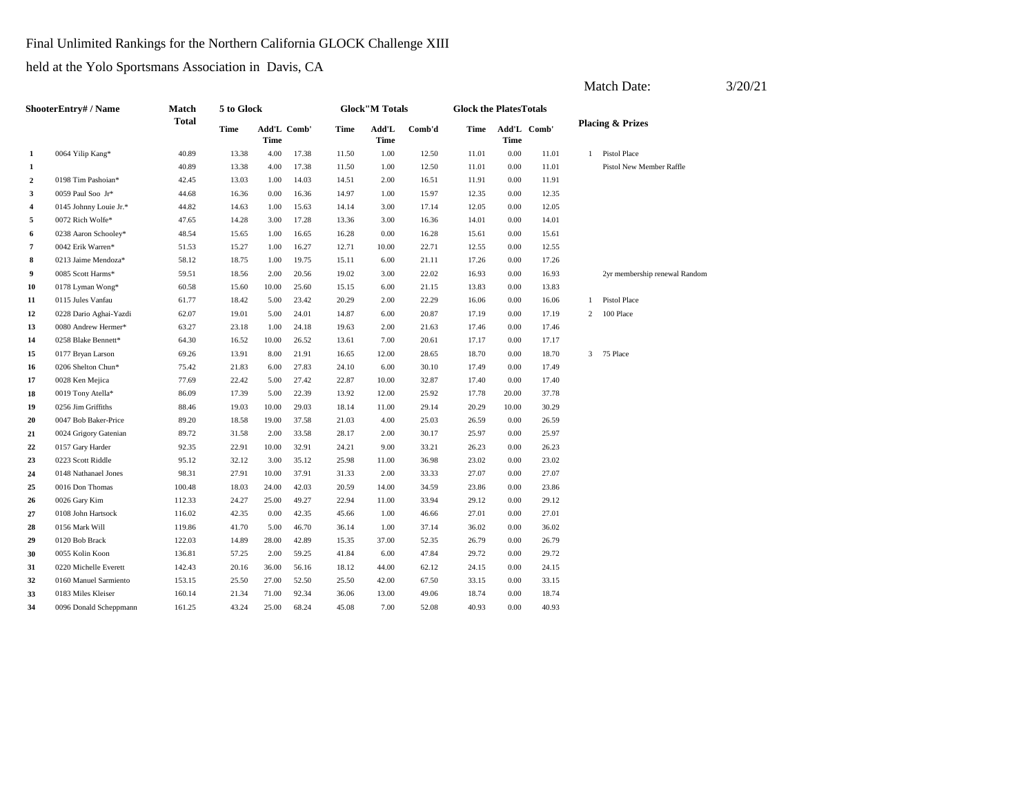Final Unlimited Rankings for the Northern California GLOCK Challenge XIII

held at the Yolo Sportsmans Association in Davis, CA

Match Date: 3/20/21

| | ShooterEntry# / Name | Match Total | 5 to Glock | | | Glock"M Totals | | | Glock the PlatesTotals | | | Placing & Prizes | |
|---|---|---|---|---|---|---|---|---|---|---|---|---|---|
| | | | Time | Add'L Time | Comb' | Time | Add'L Time | Comb'd | Time | Add'L Time | Comb' | | |
| 1 | 0064 Yilip Kang* | 40.89 | 13.38 | 4.00 | 17.38 | 11.50 | 1.00 | 12.50 | 11.01 | 0.00 | 11.01 | 1 | Pistol Place |
| 1 | | 40.89 | 13.38 | 4.00 | 17.38 | 11.50 | 1.00 | 12.50 | 11.01 | 0.00 | 11.01 | | Pistol New Member Raffle |
| 2 | 0198 Tim Pashoian* | 42.45 | 13.03 | 1.00 | 14.03 | 14.51 | 2.00 | 16.51 | 11.91 | 0.00 | 11.91 | | |
| 3 | 0059 Paul Soo Jr* | 44.68 | 16.36 | 0.00 | 16.36 | 14.97 | 1.00 | 15.97 | 12.35 | 0.00 | 12.35 | | |
| 4 | 0145 Johnny Louie Jr.* | 44.82 | 14.63 | 1.00 | 15.63 | 14.14 | 3.00 | 17.14 | 12.05 | 0.00 | 12.05 | | |
| 5 | 0072 Rich Wolfe* | 47.65 | 14.28 | 3.00 | 17.28 | 13.36 | 3.00 | 16.36 | 14.01 | 0.00 | 14.01 | | |
| 6 | 0238 Aaron Schooley* | 48.54 | 15.65 | 1.00 | 16.65 | 16.28 | 0.00 | 16.28 | 15.61 | 0.00 | 15.61 | | |
| 7 | 0042 Erik Warren* | 51.53 | 15.27 | 1.00 | 16.27 | 12.71 | 10.00 | 22.71 | 12.55 | 0.00 | 12.55 | | |
| 8 | 0213 Jaime Mendoza* | 58.12 | 18.75 | 1.00 | 19.75 | 15.11 | 6.00 | 21.11 | 17.26 | 0.00 | 17.26 | | |
| 9 | 0085 Scott Harms* | 59.51 | 18.56 | 2.00 | 20.56 | 19.02 | 3.00 | 22.02 | 16.93 | 0.00 | 16.93 | | 2yr membership renewal Random |
| 10 | 0178 Lyman Wong* | 60.58 | 15.60 | 10.00 | 25.60 | 15.15 | 6.00 | 21.15 | 13.83 | 0.00 | 13.83 | | |
| 11 | 0115 Jules Vanfau | 61.77 | 18.42 | 5.00 | 23.42 | 20.29 | 2.00 | 22.29 | 16.06 | 0.00 | 16.06 | 1 | Pistol Place |
| 12 | 0228 Dario Aghai-Yazdi | 62.07 | 19.01 | 5.00 | 24.01 | 14.87 | 6.00 | 20.87 | 17.19 | 0.00 | 17.19 | 2 | 100 Place |
| 13 | 0080 Andrew Hermer* | 63.27 | 23.18 | 1.00 | 24.18 | 19.63 | 2.00 | 21.63 | 17.46 | 0.00 | 17.46 | | |
| 14 | 0258 Blake Bennett* | 64.30 | 16.52 | 10.00 | 26.52 | 13.61 | 7.00 | 20.61 | 17.17 | 0.00 | 17.17 | | |
| 15 | 0177 Bryan Larson | 69.26 | 13.91 | 8.00 | 21.91 | 16.65 | 12.00 | 28.65 | 18.70 | 0.00 | 18.70 | 3 | 75 Place |
| 16 | 0206 Shelton Chun* | 75.42 | 21.83 | 6.00 | 27.83 | 24.10 | 6.00 | 30.10 | 17.49 | 0.00 | 17.49 | | |
| 17 | 0028 Ken Mejica | 77.69 | 22.42 | 5.00 | 27.42 | 22.87 | 10.00 | 32.87 | 17.40 | 0.00 | 17.40 | | |
| 18 | 0019 Tony Atella* | 86.09 | 17.39 | 5.00 | 22.39 | 13.92 | 12.00 | 25.92 | 17.78 | 20.00 | 37.78 | | |
| 19 | 0256 Jim Griffiths | 88.46 | 19.03 | 10.00 | 29.03 | 18.14 | 11.00 | 29.14 | 20.29 | 10.00 | 30.29 | | |
| 20 | 0047 Bob Baker-Price | 89.20 | 18.58 | 19.00 | 37.58 | 21.03 | 4.00 | 25.03 | 26.59 | 0.00 | 26.59 | | |
| 21 | 0024 Grigory Gatenian | 89.72 | 31.58 | 2.00 | 33.58 | 28.17 | 2.00 | 30.17 | 25.97 | 0.00 | 25.97 | | |
| 22 | 0157 Gary Harder | 92.35 | 22.91 | 10.00 | 32.91 | 24.21 | 9.00 | 33.21 | 26.23 | 0.00 | 26.23 | | |
| 23 | 0223 Scott Riddle | 95.12 | 32.12 | 3.00 | 35.12 | 25.98 | 11.00 | 36.98 | 23.02 | 0.00 | 23.02 | | |
| 24 | 0148 Nathanael Jones | 98.31 | 27.91 | 10.00 | 37.91 | 31.33 | 2.00 | 33.33 | 27.07 | 0.00 | 27.07 | | |
| 25 | 0016 Don Thomas | 100.48 | 18.03 | 24.00 | 42.03 | 20.59 | 14.00 | 34.59 | 23.86 | 0.00 | 23.86 | | |
| 26 | 0026 Gary Kim | 112.33 | 24.27 | 25.00 | 49.27 | 22.94 | 11.00 | 33.94 | 29.12 | 0.00 | 29.12 | | |
| 27 | 0108 John Hartsock | 116.02 | 42.35 | 0.00 | 42.35 | 45.66 | 1.00 | 46.66 | 27.01 | 0.00 | 27.01 | | |
| 28 | 0156 Mark Will | 119.86 | 41.70 | 5.00 | 46.70 | 36.14 | 1.00 | 37.14 | 36.02 | 0.00 | 36.02 | | |
| 29 | 0120 Bob Brack | 122.03 | 14.89 | 28.00 | 42.89 | 15.35 | 37.00 | 52.35 | 26.79 | 0.00 | 26.79 | | |
| 30 | 0055 Kolin Koon | 136.81 | 57.25 | 2.00 | 59.25 | 41.84 | 6.00 | 47.84 | 29.72 | 0.00 | 29.72 | | |
| 31 | 0220 Michelle Everett | 142.43 | 20.16 | 36.00 | 56.16 | 18.12 | 44.00 | 62.12 | 24.15 | 0.00 | 24.15 | | |
| 32 | 0160 Manuel Sarmiento | 153.15 | 25.50 | 27.00 | 52.50 | 25.50 | 42.00 | 67.50 | 33.15 | 0.00 | 33.15 | | |
| 33 | 0183 Miles Kleiser | 160.14 | 21.34 | 71.00 | 92.34 | 36.06 | 13.00 | 49.06 | 18.74 | 0.00 | 18.74 | | |
| 34 | 0096 Donald Scheppmann | 161.25 | 43.24 | 25.00 | 68.24 | 45.08 | 7.00 | 52.08 | 40.93 | 0.00 | 40.93 | | |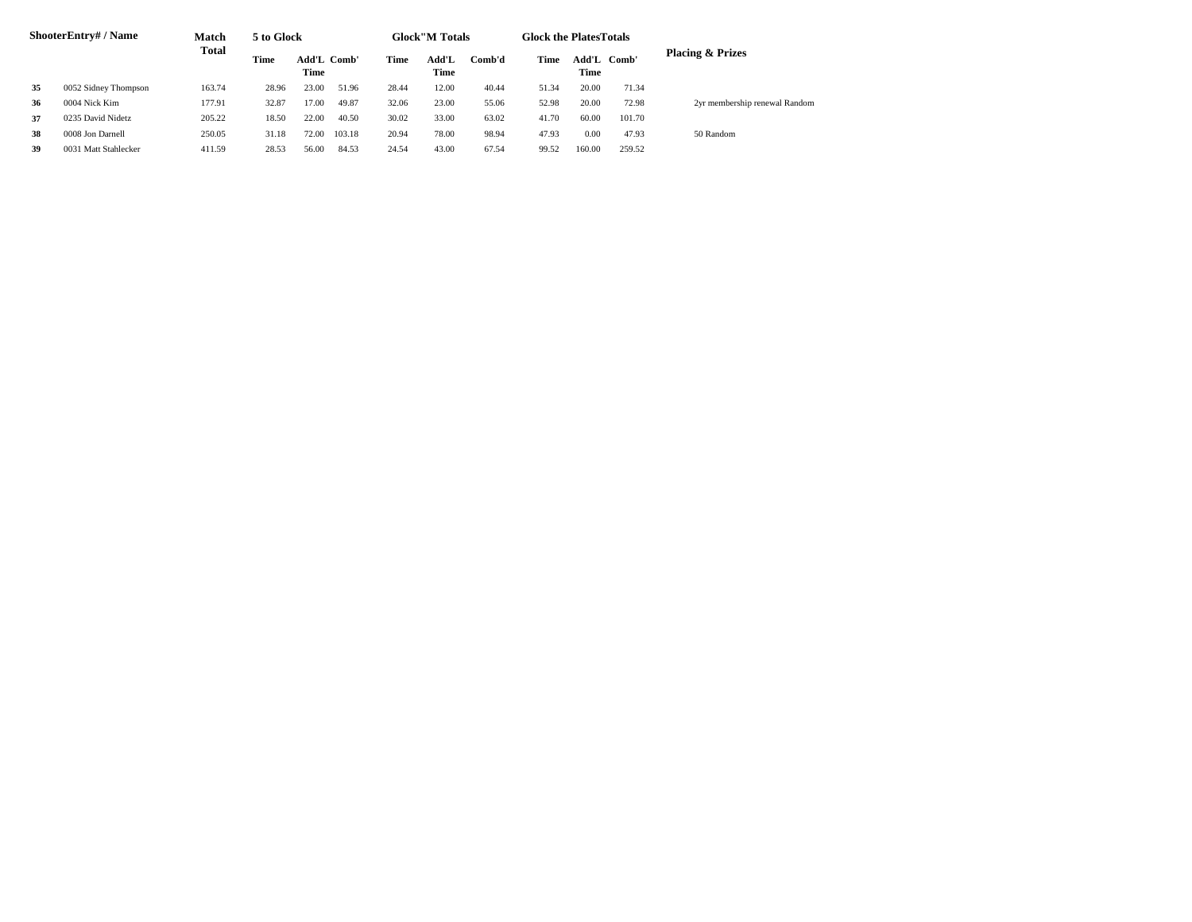| Shooter | Entry# / Name | Match Total | 5 to Glock | | | Glock"M Totals | | | Glock the Plates Totals | | | Placing & Prizes |
|---|---|---|---|---|---|---|---|---|---|---|---|---|
| | | | Time | Add'L Time | Comb' | Time | Add'L Time | Comb'd | Time | Add'L Time | Comb' | |
| **35** | 0052 Sidney Thompson | 163.74 | 28.96 | 23.00 | 51.96 | 28.44 | 12.00 | 40.44 | 51.34 | 20.00 | 71.34 | |
| **36** | 0004 Nick Kim | 177.91 | 32.87 | 17.00 | 49.87 | 32.06 | 23.00 | 55.06 | 52.98 | 20.00 | 72.98 | 2yr membership renewal Random |
| **37** | 0235 David Nidetz | 205.22 | 18.50 | 22.00 | 40.50 | 30.02 | 33.00 | 63.02 | 41.70 | 60.00 | 101.70 | |
| **38** | 0008 Jon Darnell | 250.05 | 31.18 | 72.00 | 103.18 | 20.94 | 78.00 | 98.94 | 47.93 | 0.00 | 47.93 | 50 Random |
| **39** | 0031 Matt Stahlecker | 411.59 | 28.53 | 56.00 | 84.53 | 24.54 | 43.00 | 67.54 | 99.52 | 160.00 | 259.52 | |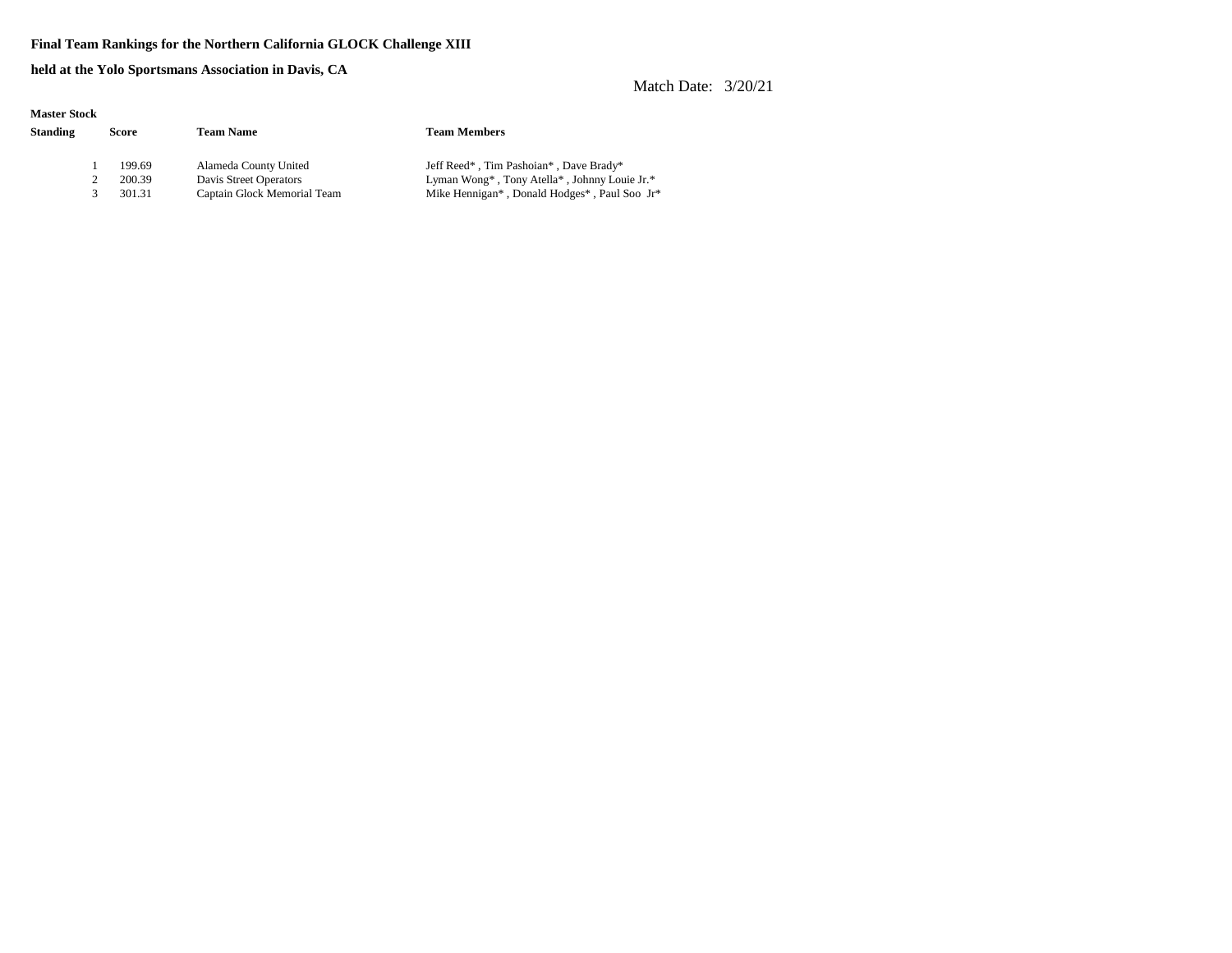**Final Team Rankings for the Northern California GLOCK Challenge XIII**

**held at the Yolo Sportsmans Association in Davis, CA**

Match Date: 3/20/21

**Master Stock**

| Standing | Score | Team Name | Team Members |
|---|---|---|---|
| 1 | 199.69 | Alameda County United | Jeff Reed* , Tim Pashoian* , Dave Brady* |
| 2 | 200.39 | Davis Street Operators | Lyman Wong* , Tony Atella* , Johnny Louie Jr.* |
| 3 | 301.31 | Captain Glock Memorial Team | Mike Hennigan* , Donald Hodges* , Paul Soo Jr* |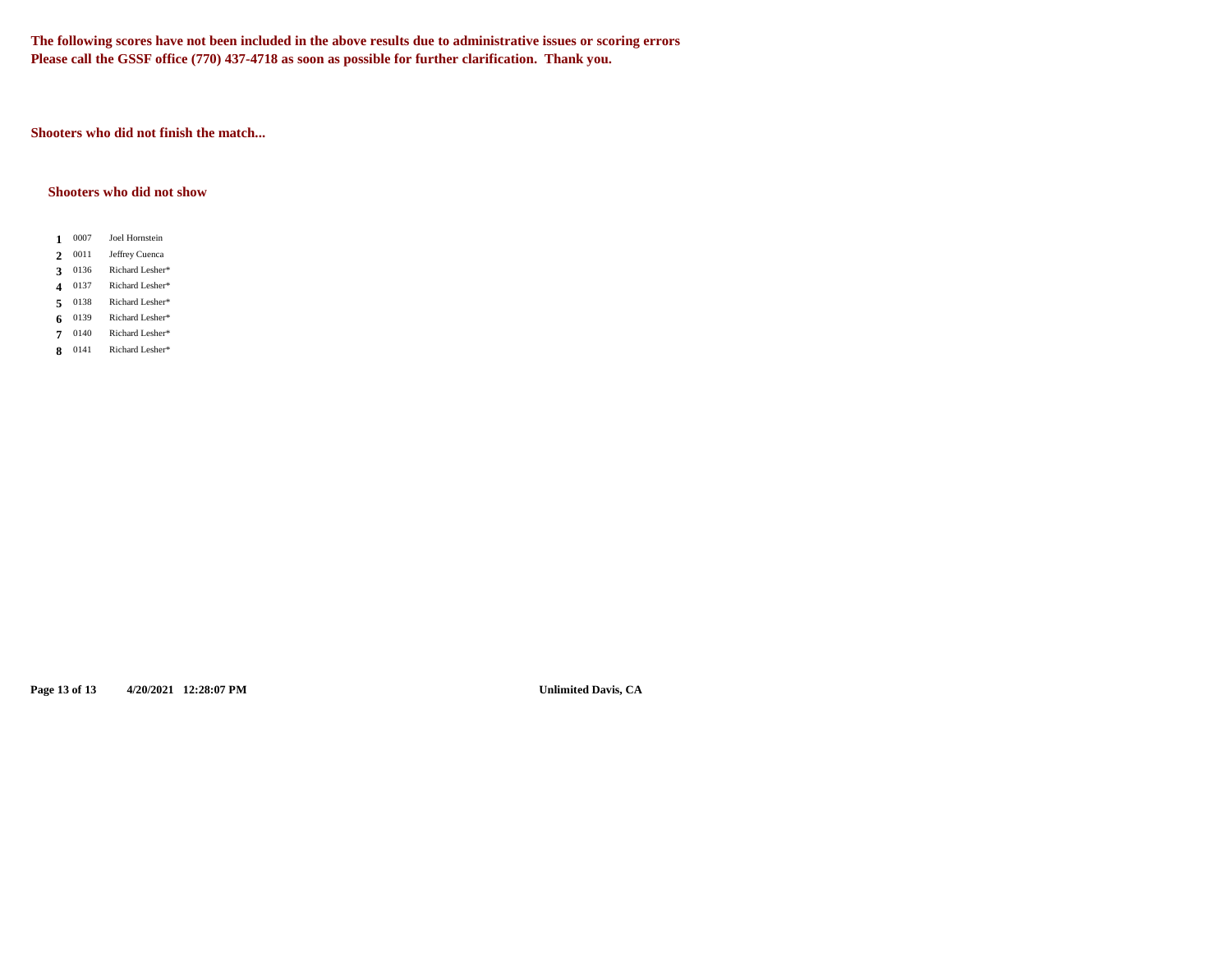**The following scores have not been included in the above results due to administrative issues or scoring errors**
**Please call the GSSF office (770) 437-4718 as soon as possible for further clarification. Thank you.**

**Shooters who did not finish the match...**

**Shooters who did not show**

| | | |
|---|---|---|
| **1** | 0007 | Joel Hornstein |
| **2** | 0011 | Jeffrey Cuenca |
| **3** | 0136 | Richard Lesher* |
| **4** | 0137 | Richard Lesher* |
| **5** | 0138 | Richard Lesher* |
| **6** | 0139 | Richard Lesher* |
| **7** | 0140 | Richard Lesher* |
| **8** | 0141 | Richard Lesher* |